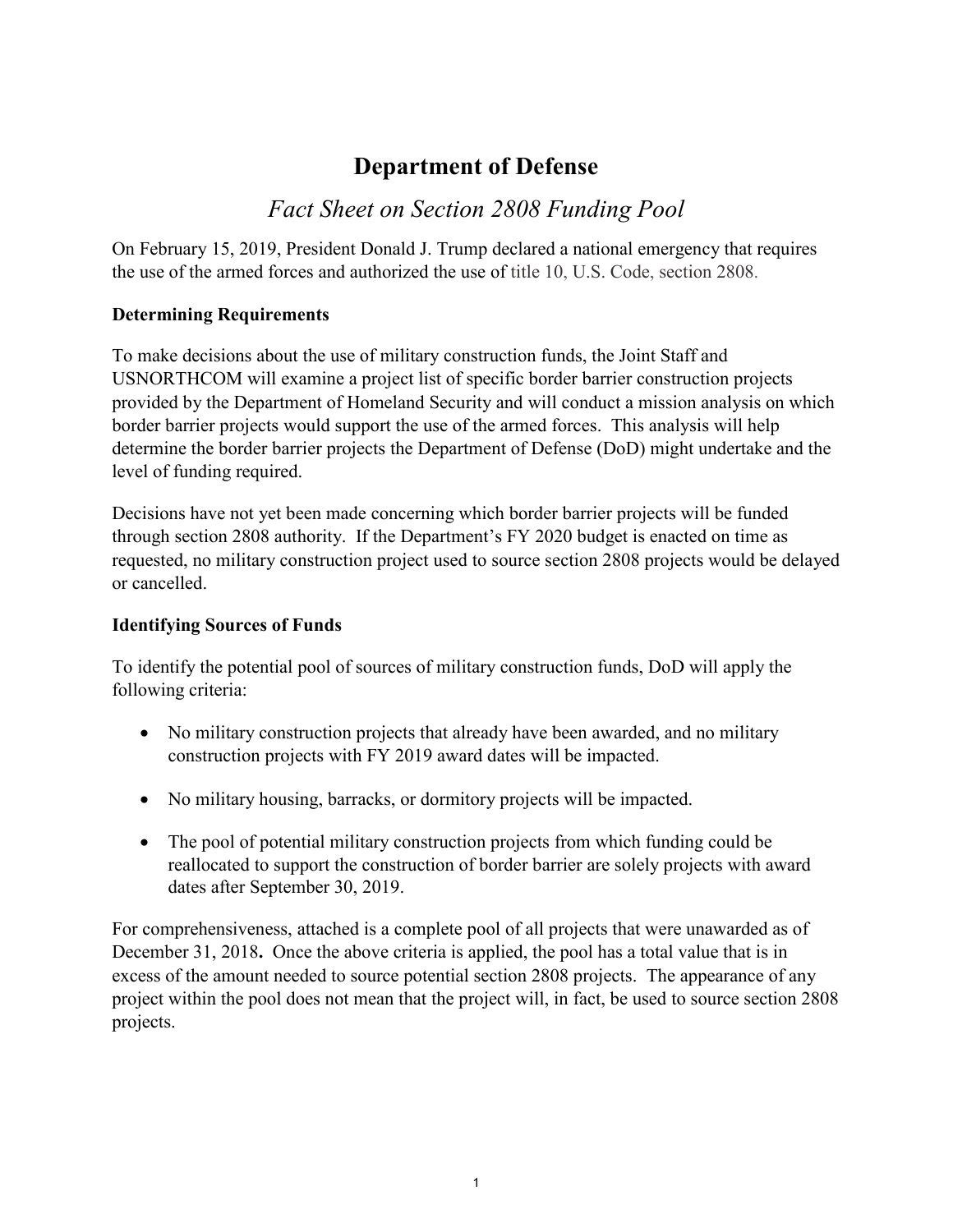# Department of Defense

## *Fact Sheet on Section 2808 Funding Pool*

On February 15, 2019, President Donald J. Trump declared a national emergency that requires the use of the armed forces and authorized the use of title 10, U.S. Code, section 2808.

### Determining Requirements

To make decisions about the use of military construction funds, the Joint Staff and USNORTHCOM will examine a project list of specific border barrier construction projects provided by the Department of Homeland Security and will conduct a mission analysis on which border barrier projects would support the use of the armed forces. This analysis will help determine the border barrier projects the Department of Defense (DoD) might undertake and the level of funding required.

Decisions have not yet been made concerning which border barrier projects will be funded through section 2808 authority. If the Department's FY 2020 budget is enacted on time as requested, no military construction project used to source section 2808 projects would be delayed or cancelled.

### Identifying Sources of Funds

To identify the potential pool of sources of military construction funds, DoD will apply the following criteria:

- No military construction projects that already have been awarded, and no military construction projects with FY 2019 award dates will be impacted.
- No military housing, barracks, or dormitory projects will be impacted.
- The pool of potential military construction projects from which funding could be reallocated to support the construction of border barrier are solely projects with award dates after September 30, 2019.

For comprehensiveness, attached is a complete pool of all projects that were unawarded as of December 31, 2018**.** Once the above criteria is applied, the pool has a total value that is in excess of the amount needed to source potential section 2808 projects. The appearance of any project within the pool does not mean that the project will, in fact, be used to source section 2808 projects.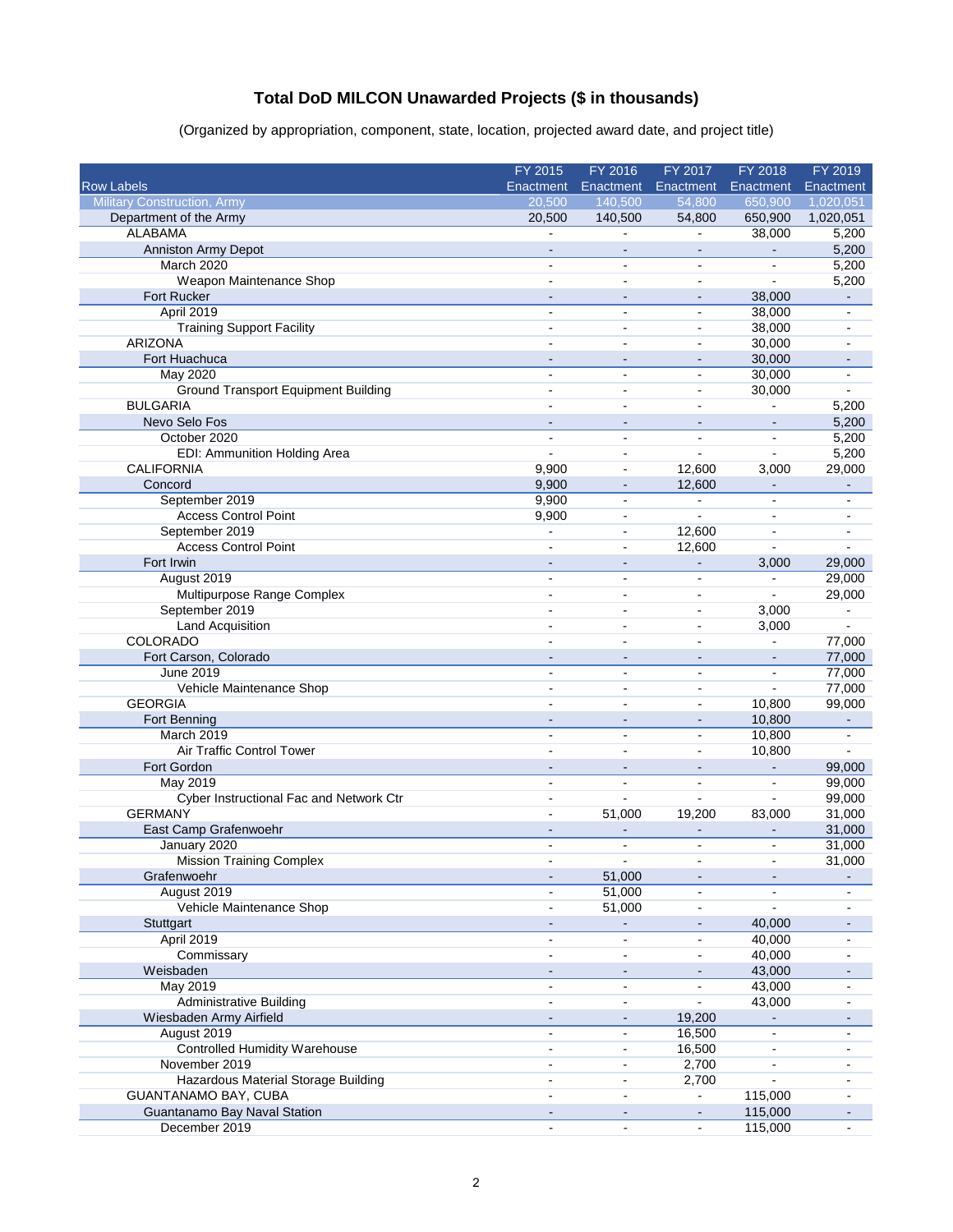## Total DoD MILCON Unawarded Projects ($ in thousands)

(Organized by appropriation, component, state, location, projected award date, and project title)

| Row Labels | FY 2015 Enactment | FY 2016 Enactment | FY 2017 Enactment | FY 2018 Enactment | FY 2019 Enactment |
|---|---|---|---|---|---|
| Military Construction, Army | 20,500 | 140,500 | 54,800 | 650,900 | 1,020,051 |
| Department of the Army | 20,500 | 140,500 | 54,800 | 650,900 | 1,020,051 |
| ALABAMA | - | - | - | 38,000 | 5,200 |
| Anniston Army Depot | - | - | - | - | 5,200 |
| March 2020 | - | - | - | - | 5,200 |
| Weapon Maintenance Shop | - | - | - | - | 5,200 |
| Fort Rucker | - | - | - | 38,000 | - |
| April 2019 | - | - | - | 38,000 | - |
| Training Support Facility | - | - | - | 38,000 | - |
| ARIZONA | - | - | - | 30,000 | - |
| Fort Huachuca | - | - | - | 30,000 | - |
| May 2020 | - | - | - | 30,000 | - |
| Ground Transport Equipment Building | - | - | - | 30,000 | - |
| BULGARIA | - | - | - | - | 5,200 |
| Nevo Selo Fos | - | - | - | - | 5,200 |
| October 2020 | - | - | - | - | 5,200 |
| EDI: Ammunition Holding Area | - | - | - | - | 5,200 |
| CALIFORNIA | 9,900 | - | 12,600 | 3,000 | 29,000 |
| Concord | 9,900 | - | 12,600 | - | - |
| September 2019 | 9,900 | - | - | - | - |
| Access Control Point | 9,900 | - | - | - | - |
| September 2019 | - | - | 12,600 | - | - |
| Access Control Point | - | - | 12,600 | - | - |
| Fort Irwin | - | - | - | 3,000 | 29,000 |
| August 2019 | - | - | - | - | 29,000 |
| Multipurpose Range Complex | - | - | - | - | 29,000 |
| September 2019 | - | - | - | 3,000 | - |
| Land Acquisition | - | - | - | 3,000 | - |
| COLORADO | - | - | - | - | 77,000 |
| Fort Carson, Colorado | - | - | - | - | 77,000 |
| June 2019 | - | - | - | - | 77,000 |
| Vehicle Maintenance Shop | - | - | - | - | 77,000 |
| GEORGIA | - | - | - | 10,800 | 99,000 |
| Fort Benning | - | - | - | 10,800 | - |
| March 2019 | - | - | - | 10,800 | - |
| Air Traffic Control Tower | - | - | - | 10,800 | - |
| Fort Gordon | - | - | - | - | 99,000 |
| May 2019 | - | - | - | - | 99,000 |
| Cyber Instructional Fac and Network Ctr | - | - | - | - | 99,000 |
| GERMANY | - | 51,000 | 19,200 | 83,000 | 31,000 |
| East Camp Grafenwoehr | - | - | - | - | 31,000 |
| January 2020 | - | - | - | - | 31,000 |
| Mission Training Complex | - | - | - | - | 31,000 |
| Grafenwoehr | - | 51,000 | - | - | - |
| August 2019 | - | 51,000 | - | - | - |
| Vehicle Maintenance Shop | - | 51,000 | - | - | - |
| Stuttgart | - | - | - | 40,000 | - |
| April 2019 | - | - | - | 40,000 | - |
| Commissary | - | - | - | 40,000 | - |
| Weisbaden | - | - | - | 43,000 | - |
| May 2019 | - | - | - | 43,000 | - |
| Administrative Building | - | - | - | 43,000 | - |
| Wiesbaden Army Airfield | - | - | 19,200 | - | - |
| August 2019 | - | - | 16,500 | - | - |
| Controlled Humidity Warehouse | - | - | 16,500 | - | - |
| November 2019 | - | - | 2,700 | - | - |
| Hazardous Material Storage Building | - | - | 2,700 | - | - |
| GUANTANAMO BAY, CUBA | - | - | - | 115,000 | - |
| Guantanamo Bay Naval Station | - | - | - | 115,000 | - |
| December 2019 | - | - | - | 115,000 | - |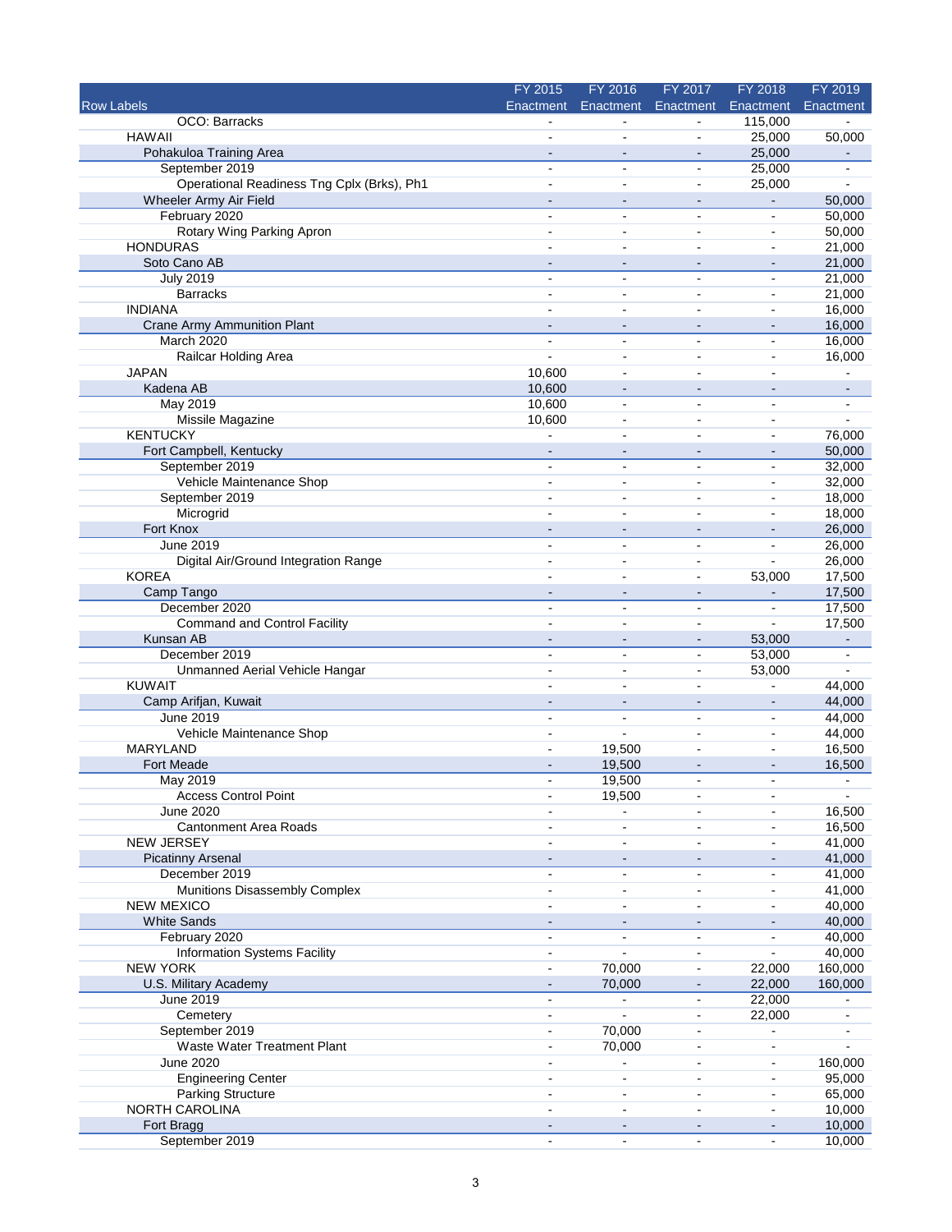| Row Labels | FY 2015 Enactment | FY 2016 Enactment | FY 2017 Enactment | FY 2018 Enactment | FY 2019 Enactment |
|---|---|---|---|---|---|
| OCO: Barracks | - | - | - | 115,000 | - |
| HAWAII | - | - | - | 25,000 | 50,000 |
| Pohakuloa Training Area | - | - | - | 25,000 | - |
| September 2019 | - | - | - | 25,000 | - |
| Operational Readiness Tng Cplx (Brks), Ph1 | - | - | - | 25,000 | - |
| Wheeler Army Air Field | - | - | - | - | 50,000 |
| February 2020 | - | - | - | - | 50,000 |
| Rotary Wing Parking Apron | - | - | - | - | 50,000 |
| HONDURAS | - | - | - | - | 21,000 |
| Soto Cano AB | - | - | - | - | 21,000 |
| July 2019 | - | - | - | - | 21,000 |
| Barracks | - | - | - | - | 21,000 |
| INDIANA | - | - | - | - | 16,000 |
| Crane Army Ammunition Plant | - | - | - | - | 16,000 |
| March 2020 | - | - | - | - | 16,000 |
| Railcar Holding Area | - | - | - | - | 16,000 |
| JAPAN | 10,600 | - | - | - | - |
| Kadena AB | 10,600 | - | - | - | - |
| May 2019 | 10,600 | - | - | - | - |
| Missile Magazine | 10,600 | - | - | - | - |
| KENTUCKY | - | - | - | - | 76,000 |
| Fort Campbell, Kentucky | - | - | - | - | 50,000 |
| September 2019 | - | - | - | - | 32,000 |
| Vehicle Maintenance Shop | - | - | - | - | 32,000 |
| September 2019 | - | - | - | - | 18,000 |
| Microgrid | - | - | - | - | 18,000 |
| Fort Knox | - | - | - | - | 26,000 |
| June 2019 | - | - | - | - | 26,000 |
| Digital Air/Ground Integration Range | - | - | - | - | 26,000 |
| KOREA | - | - | - | 53,000 | 17,500 |
| Camp Tango | - | - | - | - | 17,500 |
| December 2020 | - | - | - | - | 17,500 |
| Command and Control Facility | - | - | - | - | 17,500 |
| Kunsan AB | - | - | - | 53,000 | - |
| December 2019 | - | - | - | 53,000 | - |
| Unmanned Aerial Vehicle Hangar | - | - | - | 53,000 | - |
| KUWAIT | - | - | - | - | 44,000 |
| Camp Arifjan, Kuwait | - | - | - | - | 44,000 |
| June 2019 | - | - | - | - | 44,000 |
| Vehicle Maintenance Shop | - | - | - | - | 44,000 |
| MARYLAND | - | 19,500 | - | - | 16,500 |
| Fort Meade | - | 19,500 | - | - | 16,500 |
| May 2019 | - | 19,500 | - | - | - |
| Access Control Point | - | 19,500 | - | - | - |
| June 2020 | - | - | - | - | 16,500 |
| Cantonment Area Roads | - | - | - | - | 16,500 |
| NEW JERSEY | - | - | - | - | 41,000 |
| Picatinny Arsenal | - | - | - | - | 41,000 |
| December 2019 | - | - | - | - | 41,000 |
| Munitions Disassembly Complex | - | - | - | - | 41,000 |
| NEW MEXICO | - | - | - | - | 40,000 |
| White Sands | - | - | - | - | 40,000 |
| February 2020 | - | - | - | - | 40,000 |
| Information Systems Facility | - | - | - | - | 40,000 |
| NEW YORK | - | 70,000 | - | 22,000 | 160,000 |
| U.S. Military Academy | - | 70,000 | - | 22,000 | 160,000 |
| June 2019 | - | - | - | 22,000 | - |
| Cemetery | - | - | - | 22,000 | - |
| September 2019 | - | 70,000 | - | - | - |
| Waste Water Treatment Plant | - | 70,000 | - | - | - |
| June 2020 | - | - | - | - | 160,000 |
| Engineering Center | - | - | - | - | 95,000 |
| Parking Structure | - | - | - | - | 65,000 |
| NORTH CAROLINA | - | - | - | - | 10,000 |
| Fort Bragg | - | - | - | - | 10,000 |
| September 2019 | - | - | - | - | 10,000 |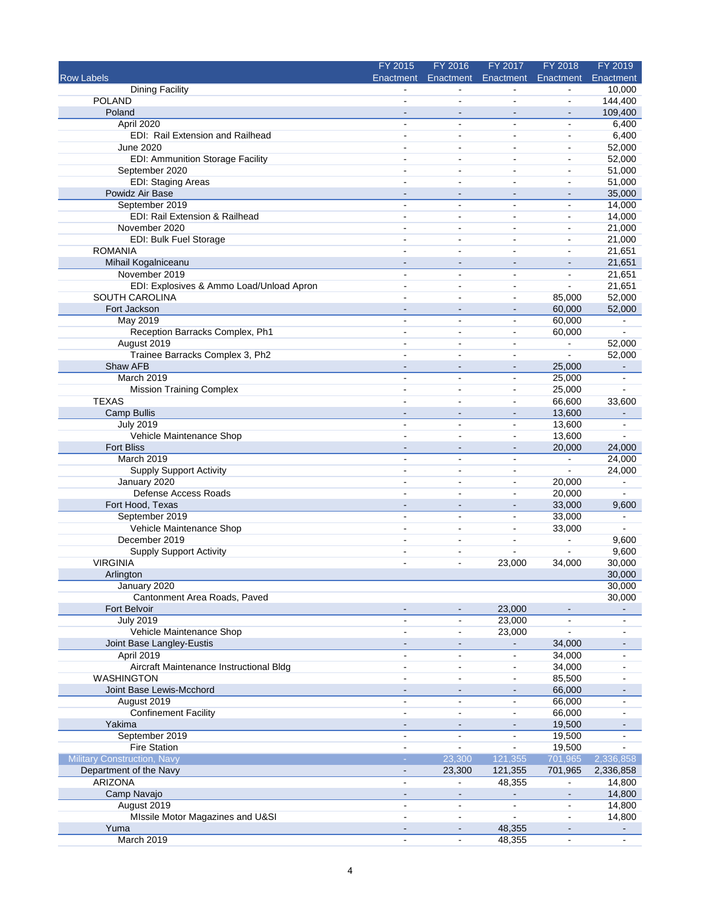| Row Labels | FY 2015 Enactment | FY 2016 Enactment | FY 2017 Enactment | FY 2018 Enactment | FY 2019 Enactment |
|---|---|---|---|---|---|
| Dining Facility | - | - | - | - | 10,000 |
| POLAND | - | - | - | - | 144,400 |
| Poland | - | - | - | - | 109,400 |
| April 2020 | - | - | - | - | 6,400 |
| EDI: Rail Extension and Railhead | - | - | - | - | 6,400 |
| June 2020 | - | - | - | - | 52,000 |
| EDI: Ammunition Storage Facility | - | - | - | - | 52,000 |
| September 2020 | - | - | - | - | 51,000 |
| EDI: Staging Areas | - | - | - | - | 51,000 |
| Powidz Air Base | - | - | - | - | 35,000 |
| September 2019 | - | - | - | - | 14,000 |
| EDI: Rail Extension & Railhead | - | - | - | - | 14,000 |
| November 2020 | - | - | - | - | 21,000 |
| EDI: Bulk Fuel Storage | - | - | - | - | 21,000 |
| ROMANIA | - | - | - | - | 21,651 |
| Mihail Kogalniceanu | - | - | - | - | 21,651 |
| November 2019 | - | - | - | - | 21,651 |
| EDI: Explosives & Ammo Load/Unload Apron | - | - | - | - | 21,651 |
| SOUTH CAROLINA | - | - | - | 85,000 | 52,000 |
| Fort Jackson | - | - | - | 60,000 | 52,000 |
| May 2019 | - | - | - | 60,000 | - |
| Reception Barracks Complex, Ph1 | - | - | - | 60,000 | - |
| August 2019 | - | - | - | - | 52,000 |
| Trainee Barracks Complex 3, Ph2 | - | - | - | - | 52,000 |
| Shaw AFB | - | - | - | 25,000 | - |
| March 2019 | - | - | - | 25,000 | - |
| Mission Training Complex | - | - | - | 25,000 | - |
| TEXAS | - | - | - | 66,600 | 33,600 |
| Camp Bullis | - | - | - | 13,600 | - |
| July 2019 | - | - | - | 13,600 | - |
| Vehicle Maintenance Shop | - | - | - | 13,600 | - |
| Fort Bliss | - | - | - | 20,000 | 24,000 |
| March 2019 | - | - | - | - | 24,000 |
| Supply Support Activity | - | - | - | - | 24,000 |
| January 2020 | - | - | - | 20,000 | - |
| Defense Access Roads | - | - | - | 20,000 | - |
| Fort Hood, Texas | - | - | - | 33,000 | 9,600 |
| September 2019 | - | - | - | 33,000 | - |
| Vehicle Maintenance Shop | - | - | - | 33,000 | - |
| December 2019 | - | - | - | - | 9,600 |
| Supply Support Activity | - | - | - | - | 9,600 |
| VIRGINIA | - | - | 23,000 | 34,000 | 30,000 |
| Arlington | | | | | 30,000 |
| January 2020 | | | | | 30,000 |
| Cantonment Area Roads, Paved | | | | | 30,000 |
| Fort Belvoir | - | - | 23,000 | - | - |
| July 2019 | - | - | 23,000 | - | - |
| Vehicle Maintenance Shop | - | - | 23,000 | - | - |
| Joint Base Langley-Eustis | - | - | - | 34,000 | - |
| April 2019 | - | - | - | 34,000 | - |
| Aircraft Maintenance Instructional Bldg | - | - | - | 34,000 | - |
| WASHINGTON | - | - | - | 85,500 | - |
| Joint Base Lewis-Mcchord | - | - | - | 66,000 | - |
| August 2019 | - | - | - | 66,000 | - |
| Confinement Facility | - | - | - | 66,000 | - |
| Yakima | - | - | - | 19,500 | - |
| September 2019 | - | - | - | 19,500 | - |
| Fire Station | - | - | - | 19,500 | - |
| Military Construction, Navy | - | 23,300 | 121,355 | 701,965 | 2,336,858 |
| Department of the Navy | - | 23,300 | 121,355 | 701,965 | 2,336,858 |
| ARIZONA | - | - | 48,355 | - | 14,800 |
| Camp Navajo | - | - | - | - | 14,800 |
| August 2019 | - | - | - | - | 14,800 |
| MIssile Motor Magazines and U&SI | - | - | - | - | 14,800 |
| Yuma | - | - | 48,355 | - | - |
| March 2019 | - | - | 48,355 | - | - |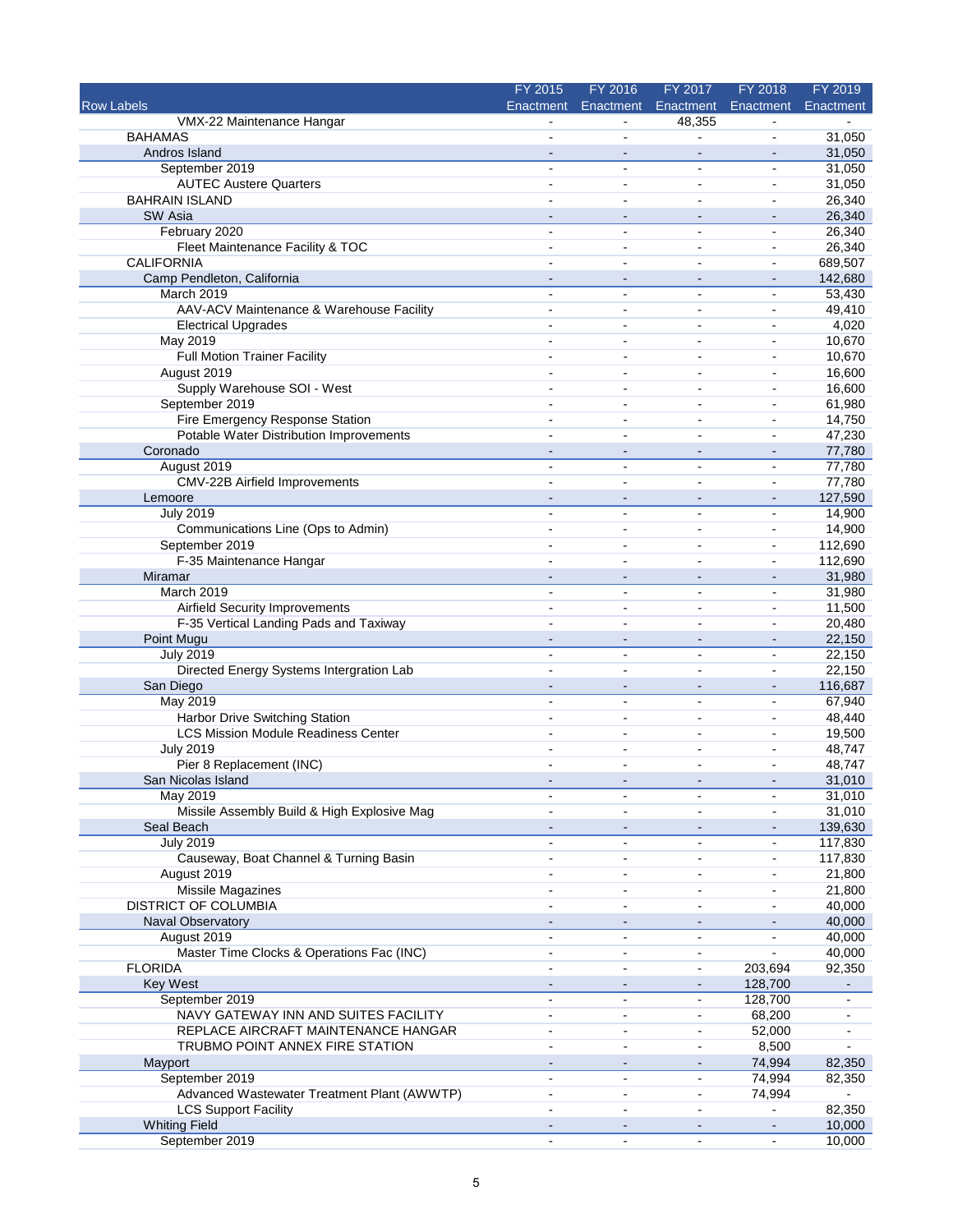| Row Labels | FY 2015 Enactment | FY 2016 Enactment | FY 2017 Enactment | FY 2018 Enactment | FY 2019 Enactment |
|---|---|---|---|---|---|
| VMX-22 Maintenance Hangar | - | - | 48,355 | - | - |
| BAHAMAS | - | - | - | - | 31,050 |
| Andros Island | - | - | - | - | 31,050 |
| September 2019 | - | - | - | - | 31,050 |
| AUTEC Austere Quarters | - | - | - | - | 31,050 |
| BAHRAIN ISLAND | - | - | - | - | 26,340 |
| SW Asia | - | - | - | - | 26,340 |
| February 2020 | - | - | - | - | 26,340 |
| Fleet Maintenance Facility & TOC | - | - | - | - | 26,340 |
| CALIFORNIA | - | - | - | - | 689,507 |
| Camp Pendleton, California | - | - | - | - | 142,680 |
| March 2019 | - | - | - | - | 53,430 |
| AAV-ACV Maintenance & Warehouse Facility | - | - | - | - | 49,410 |
| Electrical Upgrades | - | - | - | - | 4,020 |
| May 2019 | - | - | - | - | 10,670 |
| Full Motion Trainer Facility | - | - | - | - | 10,670 |
| August 2019 | - | - | - | - | 16,600 |
| Supply Warehouse SOI - West | - | - | - | - | 16,600 |
| September 2019 | - | - | - | - | 61,980 |
| Fire Emergency Response Station | - | - | - | - | 14,750 |
| Potable Water Distribution Improvements | - | - | - | - | 47,230 |
| Coronado | - | - | - | - | 77,780 |
| August 2019 | - | - | - | - | 77,780 |
| CMV-22B Airfield Improvements | - | - | - | - | 77,780 |
| Lemoore | - | - | - | - | 127,590 |
| July 2019 | - | - | - | - | 14,900 |
| Communications Line (Ops to Admin) | - | - | - | - | 14,900 |
| September 2019 | - | - | - | - | 112,690 |
| F-35 Maintenance Hangar | - | - | - | - | 112,690 |
| Miramar | - | - | - | - | 31,980 |
| March 2019 | - | - | - | - | 31,980 |
| Airfield Security Improvements | - | - | - | - | 11,500 |
| F-35 Vertical Landing Pads and Taxiway | - | - | - | - | 20,480 |
| Point Mugu | - | - | - | - | 22,150 |
| July 2019 | - | - | - | - | 22,150 |
| Directed Energy Systems Intergration Lab | - | - | - | - | 22,150 |
| San Diego | - | - | - | - | 116,687 |
| May 2019 | - | - | - | - | 67,940 |
| Harbor Drive Switching Station | - | - | - | - | 48,440 |
| LCS Mission Module Readiness Center | - | - | - | - | 19,500 |
| July 2019 | - | - | - | - | 48,747 |
| Pier 8 Replacement (INC) | - | - | - | - | 48,747 |
| San Nicolas Island | - | - | - | - | 31,010 |
| May 2019 | - | - | - | - | 31,010 |
| Missile Assembly Build & High Explosive Mag | - | - | - | - | 31,010 |
| Seal Beach | - | - | - | - | 139,630 |
| July 2019 | - | - | - | - | 117,830 |
| Causeway, Boat Channel & Turning Basin | - | - | - | - | 117,830 |
| August 2019 | - | - | - | - | 21,800 |
| Missile Magazines | - | - | - | - | 21,800 |
| DISTRICT OF COLUMBIA | - | - | - | - | 40,000 |
| Naval Observatory | - | - | - | - | 40,000 |
| August 2019 | - | - | - | - | 40,000 |
| Master Time Clocks & Operations Fac (INC) | - | - | - | - | 40,000 |
| FLORIDA | - | - | - | 203,694 | 92,350 |
| Key West | - | - | - | 128,700 | - |
| September 2019 | - | - | - | 128,700 | - |
| NAVY GATEWAY INN AND SUITES FACILITY | - | - | - | 68,200 | - |
| REPLACE AIRCRAFT MAINTENANCE HANGAR | - | - | - | 52,000 | - |
| TRUBMO POINT ANNEX FIRE STATION | - | - | - | 8,500 | - |
| Mayport | - | - | - | 74,994 | 82,350 |
| September 2019 | - | - | - | 74,994 | 82,350 |
| Advanced Wastewater Treatment Plant (AWWTP) | - | - | - | 74,994 | - |
| LCS Support Facility | - | - | - | - | 82,350 |
| Whiting Field | - | - | - | - | 10,000 |
| September 2019 | - | - | - | - | 10,000 |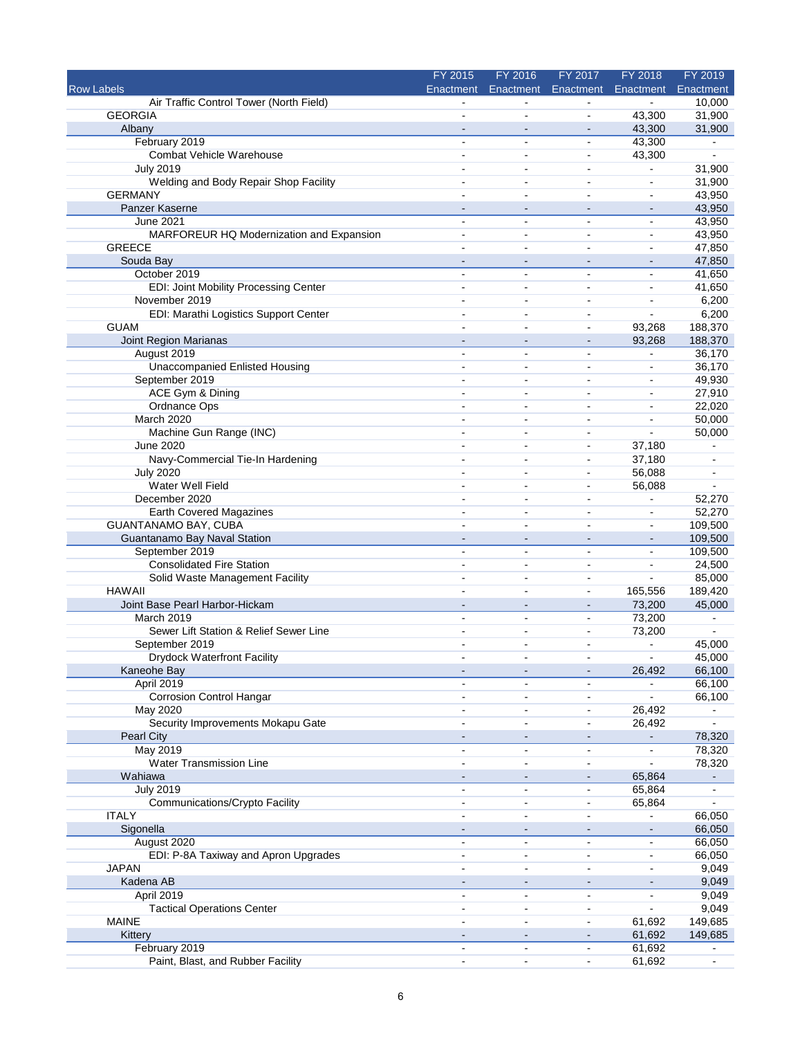| Row Labels | FY 2015 Enactment | FY 2016 Enactment | FY 2017 Enactment | FY 2018 Enactment | FY 2019 Enactment |
|---|---|---|---|---|---|
| Air Traffic Control Tower (North Field) | - | - | - | - | 10,000 |
| GEORGIA | - | - | - | 43,300 | 31,900 |
| Albany | - | - | - | 43,300 | 31,900 |
| February 2019 | - | - | - | 43,300 | - |
| Combat Vehicle Warehouse | - | - | - | 43,300 | - |
| July 2019 | - | - | - | - | 31,900 |
| Welding and Body Repair Shop Facility | - | - | - | - | 31,900 |
| GERMANY | - | - | - | - | 43,950 |
| Panzer Kaserne | - | - | - | - | 43,950 |
| June 2021 | - | - | - | - | 43,950 |
| MARFOREUR HQ Modernization and Expansion | - | - | - | - | 43,950 |
| GREECE | - | - | - | - | 47,850 |
| Souda Bay | - | - | - | - | 47,850 |
| October 2019 | - | - | - | - | 41,650 |
| EDI: Joint Mobility Processing Center | - | - | - | - | 41,650 |
| November 2019 | - | - | - | - | 6,200 |
| EDI: Marathi Logistics Support Center | - | - | - | - | 6,200 |
| GUAM | - | - | - | 93,268 | 188,370 |
| Joint Region Marianas | - | - | - | 93,268 | 188,370 |
| August 2019 | - | - | - | - | 36,170 |
| Unaccompanied Enlisted Housing | - | - | - | - | 36,170 |
| September 2019 | - | - | - | - | 49,930 |
| ACE Gym & Dining | - | - | - | - | 27,910 |
| Ordnance Ops | - | - | - | - | 22,020 |
| March 2020 | - | - | - | - | 50,000 |
| Machine Gun Range (INC) | - | - | - | - | 50,000 |
| June 2020 | - | - | - | 37,180 | - |
| Navy-Commercial Tie-In Hardening | - | - | - | 37,180 | - |
| July 2020 | - | - | - | 56,088 | - |
| Water Well Field | - | - | - | 56,088 | - |
| December 2020 | - | - | - | - | 52,270 |
| Earth Covered Magazines | - | - | - | - | 52,270 |
| GUANTANAMO BAY, CUBA | - | - | - | - | 109,500 |
| Guantanamo Bay Naval Station | - | - | - | - | 109,500 |
| September 2019 | - | - | - | - | 109,500 |
| Consolidated Fire Station | - | - | - | - | 24,500 |
| Solid Waste Management Facility | - | - | - | - | 85,000 |
| HAWAII | - | - | - | 165,556 | 189,420 |
| Joint Base Pearl Harbor-Hickam | - | - | - | 73,200 | 45,000 |
| March 2019 | - | - | - | 73,200 | - |
| Sewer Lift Station & Relief Sewer Line | - | - | - | 73,200 | - |
| September 2019 | - | - | - | - | 45,000 |
| Drydock Waterfront Facility | - | - | - | - | 45,000 |
| Kaneohe Bay | - | - | - | 26,492 | 66,100 |
| April 2019 | - | - | - | - | 66,100 |
| Corrosion Control Hangar | - | - | - | - | 66,100 |
| May 2020 | - | - | - | 26,492 | - |
| Security Improvements Mokapu Gate | - | - | - | 26,492 | - |
| Pearl City | - | - | - | - | 78,320 |
| May 2019 | - | - | - | - | 78,320 |
| Water Transmission Line | - | - | - | - | 78,320 |
| Wahiawa | - | - | - | 65,864 | - |
| July 2019 | - | - | - | 65,864 | - |
| Communications/Crypto Facility | - | - | - | 65,864 | - |
| ITALY | - | - | - | - | 66,050 |
| Sigonella | - | - | - | - | 66,050 |
| August 2020 | - | - | - | - | 66,050 |
| EDI: P-8A Taxiway and Apron Upgrades | - | - | - | - | 66,050 |
| JAPAN | - | - | - | - | 9,049 |
| Kadena AB | - | - | - | - | 9,049 |
| April 2019 | - | - | - | - | 9,049 |
| Tactical Operations Center | - | - | - | - | 9,049 |
| MAINE | - | - | - | 61,692 | 149,685 |
| Kittery | - | - | - | 61,692 | 149,685 |
| February 2019 | - | - | - | 61,692 | - |
| Paint, Blast, and Rubber Facility | - | - | - | 61,692 | - |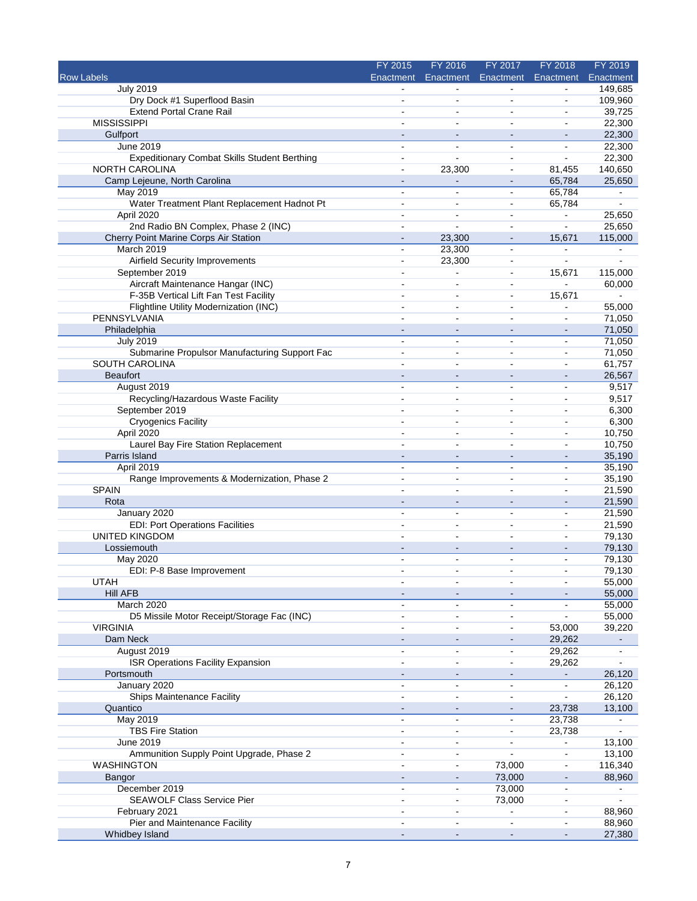| Row Labels | FY 2015 Enactment | FY 2016 Enactment | FY 2017 Enactment | FY 2018 Enactment | FY 2019 Enactment |
|---|---|---|---|---|---|
| July 2019 | - | - | - | - | 149,685 |
| Dry Dock #1 Superflood Basin | - | - | - | - | 109,960 |
| Extend Portal Crane Rail | - | - | - | - | 39,725 |
| MISSISSIPPI | - | - | - | - | 22,300 |
| Gulfport | - | - | - | - | 22,300 |
| June 2019 | - | - | - | - | 22,300 |
| Expeditionary Combat Skills Student Berthing | - | - | - | - | 22,300 |
| NORTH CAROLINA | - | 23,300 | - | 81,455 | 140,650 |
| Camp Lejeune, North Carolina | - | - | - | 65,784 | 25,650 |
| May 2019 | - | - | - | 65,784 | - |
| Water Treatment Plant Replacement Hadnot Pt | - | - | - | 65,784 | - |
| April 2020 | - | - | - | - | 25,650 |
| 2nd Radio BN Complex, Phase 2 (INC) | - | - | - | - | 25,650 |
| Cherry Point Marine Corps Air Station | - | 23,300 | - | 15,671 | 115,000 |
| March 2019 | - | 23,300 | - | - | - |
| Airfield Security Improvements | - | 23,300 | - | - | - |
| September 2019 | - | - | - | 15,671 | 115,000 |
| Aircraft Maintenance Hangar (INC) | - | - | - | - | 60,000 |
| F-35B Vertical Lift Fan Test Facility | - | - | - | 15,671 | - |
| Flightline Utility Modernization (INC) | - | - | - | - | 55,000 |
| PENNSYLVANIA | - | - | - | - | 71,050 |
| Philadelphia | - | - | - | - | 71,050 |
| July 2019 | - | - | - | - | 71,050 |
| Submarine Propulsor Manufacturing Support Fac | - | - | - | - | 71,050 |
| SOUTH CAROLINA | - | - | - | - | 61,757 |
| Beaufort | - | - | - | - | 26,567 |
| August 2019 | - | - | - | - | 9,517 |
| Recycling/Hazardous Waste Facility | - | - | - | - | 9,517 |
| September 2019 | - | - | - | - | 6,300 |
| Cryogenics Facility | - | - | - | - | 6,300 |
| April 2020 | - | - | - | - | 10,750 |
| Laurel Bay Fire Station Replacement | - | - | - | - | 10,750 |
| Parris Island | - | - | - | - | 35,190 |
| April 2019 | - | - | - | - | 35,190 |
| Range Improvements & Modernization, Phase 2 | - | - | - | - | 35,190 |
| SPAIN | - | - | - | - | 21,590 |
| Rota | - | - | - | - | 21,590 |
| January 2020 | - | - | - | - | 21,590 |
| EDI: Port Operations Facilities | - | - | - | - | 21,590 |
| UNITED KINGDOM | - | - | - | - | 79,130 |
| Lossiemouth | - | - | - | - | 79,130 |
| May 2020 | - | - | - | - | 79,130 |
| EDI: P-8 Base Improvement | - | - | - | - | 79,130 |
| UTAH | - | - | - | - | 55,000 |
| Hill AFB | - | - | - | - | 55,000 |
| March 2020 | - | - | - | - | 55,000 |
| D5 Missile Motor Receipt/Storage Fac (INC) | - | - | - | - | 55,000 |
| VIRGINIA | - | - | - | 53,000 | 39,220 |
| Dam Neck | - | - | - | 29,262 | - |
| August 2019 | - | - | - | 29,262 | - |
| ISR Operations Facility Expansion | - | - | - | 29,262 | - |
| Portsmouth | - | - | - | - | 26,120 |
| January 2020 | - | - | - | - | 26,120 |
| Ships Maintenance Facility | - | - | - | - | 26,120 |
| Quantico | - | - | - | 23,738 | 13,100 |
| May 2019 | - | - | - | 23,738 | - |
| TBS Fire Station | - | - | - | 23,738 | - |
| June 2019 | - | - | - | - | 13,100 |
| Ammunition Supply Point Upgrade, Phase 2 | - | - | - | - | 13,100 |
| WASHINGTON | - | - | 73,000 | - | 116,340 |
| Bangor | - | - | 73,000 | - | 88,960 |
| December 2019 | - | - | 73,000 | - | - |
| SEAWOLF Class Service Pier | - | - | 73,000 | - | - |
| February 2021 | - | - | - | - | 88,960 |
| Pier and Maintenance Facility | - | - | - | - | 88,960 |
| Whidbey Island | - | - | - | - | 27,380 |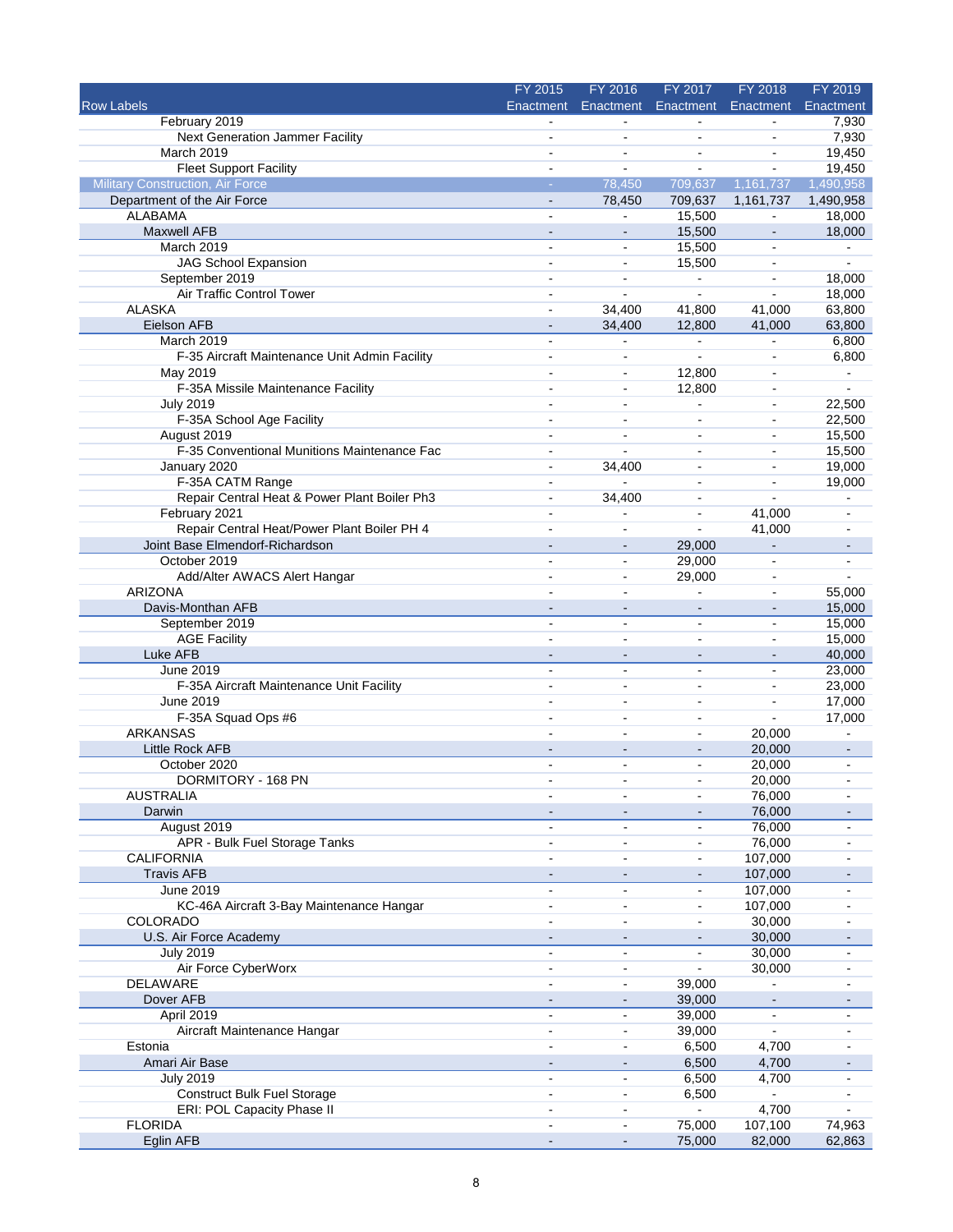| Row Labels | FY 2015 Enactment | FY 2016 Enactment | FY 2017 Enactment | FY 2018 Enactment | FY 2019 Enactment |
|---|---|---|---|---|---|
| February 2019 | - | - | - | - | 7,930 |
| Next Generation Jammer Facility | - | - | - | - | 7,930 |
| March 2019 | - | - | - | - | 19,450 |
| Fleet Support Facility | - | - | - | - | 19,450 |
| Military Construction, Air Force | - | 78,450 | 709,637 | 1,161,737 | 1,490,958 |
| Department of the Air Force | - | 78,450 | 709,637 | 1,161,737 | 1,490,958 |
| ALABAMA | - | - | 15,500 | - | 18,000 |
| Maxwell AFB | - | - | 15,500 | - | 18,000 |
| March 2019 | - | - | 15,500 | - | - |
| JAG School Expansion | - | - | 15,500 | - | - |
| September 2019 | - | - | - | - | 18,000 |
| Air Traffic Control Tower | - | - | - | - | 18,000 |
| ALASKA | - | 34,400 | 41,800 | 41,000 | 63,800 |
| Eielson AFB | - | 34,400 | 12,800 | 41,000 | 63,800 |
| March 2019 | - | - | - | - | 6,800 |
| F-35 Aircraft Maintenance Unit Admin Facility | - | - | - | - | 6,800 |
| May 2019 | - | - | 12,800 | - | - |
| F-35A Missile Maintenance Facility | - | - | 12,800 | - | - |
| July 2019 | - | - | - | - | 22,500 |
| F-35A School Age Facility | - | - | - | - | 22,500 |
| August 2019 | - | - | - | - | 15,500 |
| F-35 Conventional Munitions Maintenance Fac | - | - | - | - | 15,500 |
| January 2020 | - | 34,400 | - | - | 19,000 |
| F-35A CATM Range | - | - | - | - | 19,000 |
| Repair Central Heat & Power Plant Boiler Ph3 | - | 34,400 | - | - | - |
| February 2021 | - | - | - | 41,000 | - |
| Repair Central Heat/Power Plant Boiler PH 4 | - | - | - | 41,000 | - |
| Joint Base Elmendorf-Richardson | - | - | 29,000 | - | - |
| October 2019 | - | - | 29,000 | - | - |
| Add/Alter AWACS Alert Hangar | - | - | 29,000 | - | - |
| ARIZONA | - | - | - | - | 55,000 |
| Davis-Monthan AFB | - | - | - | - | 15,000 |
| September 2019 | - | - | - | - | 15,000 |
| AGE Facility | - | - | - | - | 15,000 |
| Luke AFB | - | - | - | - | 40,000 |
| June 2019 | - | - | - | - | 23,000 |
| F-35A Aircraft Maintenance Unit Facility | - | - | - | - | 23,000 |
| June 2019 | - | - | - | - | 17,000 |
| F-35A Squad Ops #6 | - | - | - | - | 17,000 |
| ARKANSAS | - | - | - | 20,000 | - |
| Little Rock AFB | - | - | - | 20,000 | - |
| October 2020 | - | - | - | 20,000 | - |
| DORMITORY - 168 PN | - | - | - | 20,000 | - |
| AUSTRALIA | - | - | - | 76,000 | - |
| Darwin | - | - | - | 76,000 | - |
| August 2019 | - | - | - | 76,000 | - |
| APR - Bulk Fuel Storage Tanks | - | - | - | 76,000 | - |
| CALIFORNIA | - | - | - | 107,000 | - |
| Travis AFB | - | - | - | 107,000 | - |
| June 2019 | - | - | - | 107,000 | - |
| KC-46A Aircraft 3-Bay Maintenance Hangar | - | - | - | 107,000 | - |
| COLORADO | - | - | - | 30,000 | - |
| U.S. Air Force Academy | - | - | - | 30,000 | - |
| July 2019 | - | - | - | 30,000 | - |
| Air Force CyberWorx | - | - | - | 30,000 | - |
| DELAWARE | - | - | 39,000 | - | - |
| Dover AFB | - | - | 39,000 | - | - |
| April 2019 | - | - | 39,000 | - | - |
| Aircraft Maintenance Hangar | - | - | 39,000 | - | - |
| Estonia | - | - | 6,500 | 4,700 | - |
| Amari Air Base | - | - | 6,500 | 4,700 | - |
| July 2019 | - | - | 6,500 | 4,700 | - |
| Construct Bulk Fuel Storage | - | - | 6,500 | - | - |
| ERI: POL Capacity Phase II | - | - | - | 4,700 | - |
| FLORIDA | - | - | 75,000 | 107,100 | 74,963 |
| Eglin AFB | - | - | 75,000 | 82,000 | 62,863 |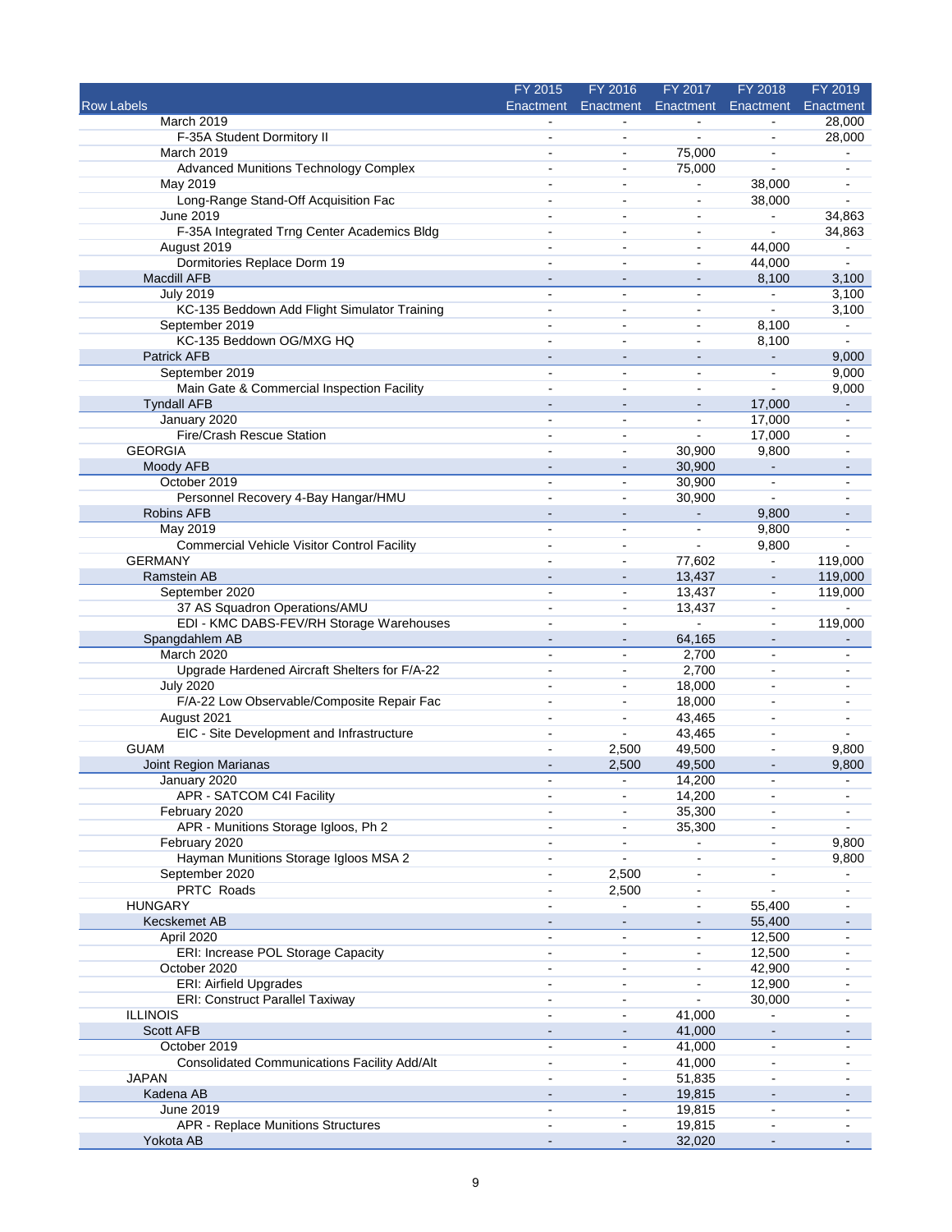| Row Labels | FY 2015 Enactment | FY 2016 Enactment | FY 2017 Enactment | FY 2018 Enactment | FY 2019 Enactment |
|---|---|---|---|---|---|
| March 2019 | - | - | - | - | 28,000 |
| F-35A Student Dormitory II | - | - | - | - | 28,000 |
| March 2019 | - | - | 75,000 | - | - |
| Advanced Munitions Technology Complex | - | - | 75,000 | - | - |
| May 2019 | - | - | - | 38,000 | - |
| Long-Range Stand-Off Acquisition Fac | - | - | - | 38,000 | - |
| June 2019 | - | - | - | - | 34,863 |
| F-35A Integrated Trng Center Academics Bldg | - | - | - | - | 34,863 |
| August 2019 | - | - | - | 44,000 | - |
| Dormitories Replace Dorm 19 | - | - | - | 44,000 | - |
| Macdill AFB | - | - | - | 8,100 | 3,100 |
| July 2019 | - | - | - | - | 3,100 |
| KC-135 Beddown Add Flight Simulator Training | - | - | - | - | 3,100 |
| September 2019 | - | - | - | 8,100 | - |
| KC-135 Beddown OG/MXG HQ | - | - | - | 8,100 | - |
| Patrick AFB | - | - | - | - | 9,000 |
| September 2019 | - | - | - | - | 9,000 |
| Main Gate & Commercial Inspection Facility | - | - | - | - | 9,000 |
| Tyndall AFB | - | - | - | 17,000 | - |
| January 2020 | - | - | - | 17,000 | - |
| Fire/Crash Rescue Station | - | - | - | 17,000 | - |
| GEORGIA | - | - | 30,900 | 9,800 | - |
| Moody AFB | - | - | 30,900 | - | - |
| October 2019 | - | - | 30,900 | - | - |
| Personnel Recovery 4-Bay Hangar/HMU | - | - | 30,900 | - | - |
| Robins AFB | - | - | - | 9,800 | - |
| May 2019 | - | - | - | 9,800 | - |
| Commercial Vehicle Visitor Control Facility | - | - | - | 9,800 | - |
| GERMANY | - | - | 77,602 | - | 119,000 |
| Ramstein AB | - | - | 13,437 | - | 119,000 |
| September 2020 | - | - | 13,437 | - | 119,000 |
| 37 AS Squadron Operations/AMU | - | - | 13,437 | - | - |
| EDI - KMC DABS-FEV/RH Storage Warehouses | - | - | - | - | 119,000 |
| Spangdahlem AB | - | - | 64,165 | - | - |
| March 2020 | - | - | 2,700 | - | - |
| Upgrade Hardened Aircraft Shelters for F/A-22 | - | - | 2,700 | - | - |
| July 2020 | - | - | 18,000 | - | - |
| F/A-22 Low Observable/Composite Repair Fac | - | - | 18,000 | - | - |
| August 2021 | - | - | 43,465 | - | - |
| EIC - Site Development and Infrastructure | - | - | 43,465 | - | - |
| GUAM | - | 2,500 | 49,500 | - | 9,800 |
| Joint Region Marianas | - | 2,500 | 49,500 | - | 9,800 |
| January 2020 | - | - | 14,200 | - | - |
| APR - SATCOM C4I Facility | - | - | 14,200 | - | - |
| February 2020 | - | - | 35,300 | - | - |
| APR - Munitions Storage Igloos, Ph 2 | - | - | 35,300 | - | - |
| February 2020 | - | - | - | - | 9,800 |
| Hayman Munitions Storage Igloos MSA 2 | - | - | - | - | 9,800 |
| September 2020 | - | 2,500 | - | - | - |
| PRTC Roads | - | 2,500 | - | - | - |
| HUNGARY | - | - | - | 55,400 | - |
| Kecskemet AB | - | - | - | 55,400 | - |
| April 2020 | - | - | - | 12,500 | - |
| ERI: Increase POL Storage Capacity | - | - | - | 12,500 | - |
| October 2020 | - | - | - | 42,900 | - |
| ERI: Airfield Upgrades | - | - | - | 12,900 | - |
| ERI: Construct Parallel Taxiway | - | - | - | 30,000 | - |
| ILLINOIS | - | - | 41,000 | - | - |
| Scott AFB | - | - | 41,000 | - | - |
| October 2019 | - | - | 41,000 | - | - |
| Consolidated Communications Facility Add/Alt | - | - | 41,000 | - | - |
| JAPAN | - | - | 51,835 | - | - |
| Kadena AB | - | - | 19,815 | - | - |
| June 2019 | - | - | 19,815 | - | - |
| APR - Replace Munitions Structures | - | - | 19,815 | - | - |
| Yokota AB | - | - | 32,020 | - | - |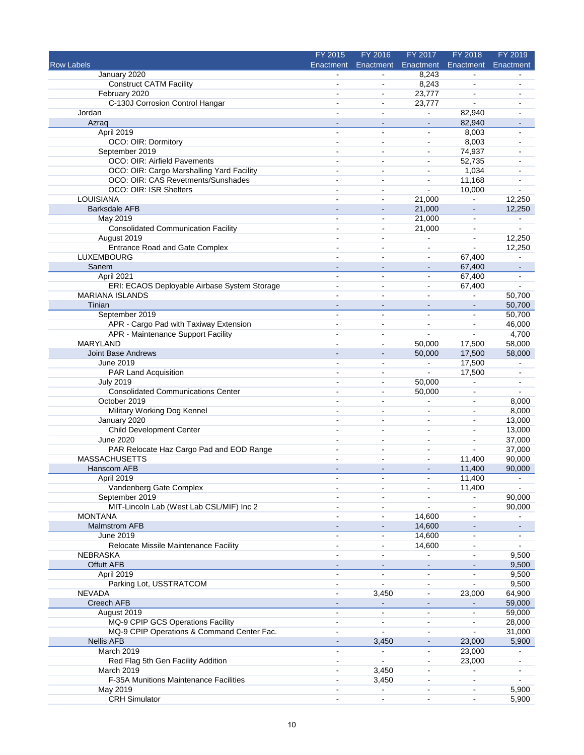| Row Labels | FY 2015 Enactment | FY 2016 Enactment | FY 2017 Enactment | FY 2018 Enactment | FY 2019 Enactment |
|---|---|---|---|---|---|
| January 2020 | - | - | 8,243 | - | - |
| Construct CATM Facility | - | - | 8,243 | - | - |
| February 2020 | - | - | 23,777 | - | - |
| C-130J Corrosion Control Hangar | - | - | 23,777 | - | - |
| Jordan | - | - | - | 82,940 | - |
| Azraq | - | - | - | 82,940 | - |
| April 2019 | - | - | - | 8,003 | - |
| OCO: OIR: Dormitory | - | - | - | 8,003 | - |
| September 2019 | - | - | - | 74,937 | - |
| OCO: OIR: Airfield Pavements | - | - | - | 52,735 | - |
| OCO: OIR: Cargo Marshalling Yard Facility | - | - | - | 1,034 | - |
| OCO: OIR: CAS Revetments/Sunshades | - | - | - | 11,168 | - |
| OCO: OIR: ISR Shelters | - | - | - | 10,000 | - |
| LOUISIANA | - | - | 21,000 | - | 12,250 |
| Barksdale AFB | - | - | 21,000 | - | 12,250 |
| May 2019 | - | - | 21,000 | - | - |
| Consolidated Communication Facility | - | - | 21,000 | - | - |
| August 2019 | - | - | - | - | 12,250 |
| Entrance Road and Gate Complex | - | - | - | - | 12,250 |
| LUXEMBOURG | - | - | - | 67,400 | - |
| Sanem | - | - | - | 67,400 | - |
| April 2021 | - | - | - | 67,400 | - |
| ERI: ECAOS Deployable Airbase System Storage | - | - | - | 67,400 | - |
| MARIANA ISLANDS | - | - | - | - | 50,700 |
| Tinian | - | - | - | - | 50,700 |
| September 2019 | - | - | - | - | 50,700 |
| APR - Cargo Pad with Taxiway Extension | - | - | - | - | 46,000 |
| APR - Maintenance Support Facility | - | - | - | - | 4,700 |
| MARYLAND | - | - | 50,000 | 17,500 | 58,000 |
| Joint Base Andrews | - | - | 50,000 | 17,500 | 58,000 |
| June 2019 | - | - | - | 17,500 | - |
| PAR Land Acquisition | - | - | - | 17,500 | - |
| July 2019 | - | - | 50,000 | - | - |
| Consolidated Communications Center | - | - | 50,000 | - | - |
| October 2019 | - | - | - | - | 8,000 |
| Military Working Dog Kennel | - | - | - | - | 8,000 |
| January 2020 | - | - | - | - | 13,000 |
| Child Development Center | - | - | - | - | 13,000 |
| June 2020 | - | - | - | - | 37,000 |
| PAR Relocate Haz Cargo Pad and EOD Range | - | - | - | - | 37,000 |
| MASSACHUSETTS | - | - | - | 11,400 | 90,000 |
| Hanscom AFB | - | - | - | 11,400 | 90,000 |
| April 2019 | - | - | - | 11,400 | - |
| Vandenberg Gate Complex | - | - | - | 11,400 | - |
| September 2019 | - | - | - | - | 90,000 |
| MIT-Lincoln Lab (West Lab CSL/MIF) Inc 2 | - | - | - | - | 90,000 |
| MONTANA | - | - | 14,600 | - | - |
| Malmstrom AFB | - | - | 14,600 | - | - |
| June 2019 | - | - | 14,600 | - | - |
| Relocate Missile Maintenance Facility | - | - | 14,600 | - | - |
| NEBRASKA | - | - | - | - | 9,500 |
| Offutt AFB | - | - | - | - | 9,500 |
| April 2019 | - | - | - | - | 9,500 |
| Parking Lot, USSTRATCOM | - | - | - | - | 9,500 |
| NEVADA | - | 3,450 | - | 23,000 | 64,900 |
| Creech AFB | - | - | - | - | 59,000 |
| August 2019 | - | - | - | - | 59,000 |
| MQ-9 CPIP GCS Operations Facility | - | - | - | - | 28,000 |
| MQ-9 CPIP Operations & Command Center Fac. | - | - | - | - | 31,000 |
| Nellis AFB | - | 3,450 | - | 23,000 | 5,900 |
| March 2019 | - | - | - | 23,000 | - |
| Red Flag 5th Gen Facility Addition | - | - | - | 23,000 | - |
| March 2019 | - | 3,450 | - | - | - |
| F-35A Munitions Maintenance Facilities | - | 3,450 | - | - | - |
| May 2019 | - | - | - | - | 5,900 |
| CRH Simulator | - | - | - | - | 5,900 |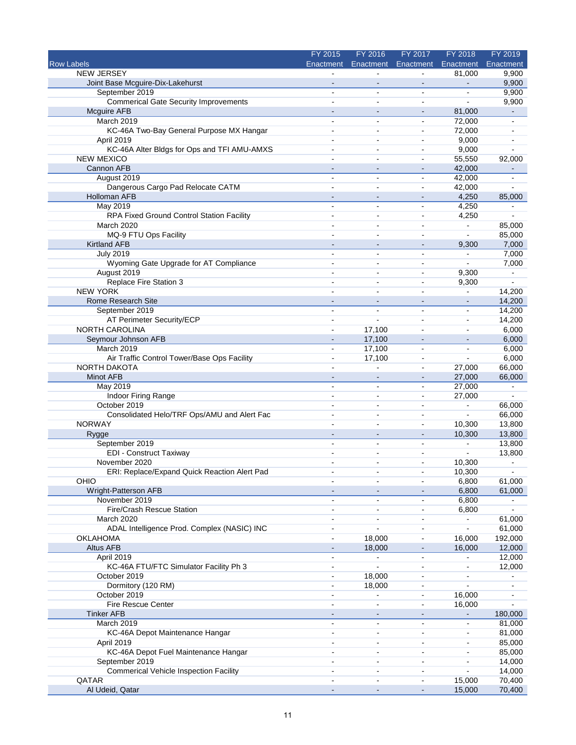| Row Labels | FY 2015 Enactment | FY 2016 Enactment | FY 2017 Enactment | FY 2018 Enactment | FY 2019 Enactment |
|---|---|---|---|---|---|
| NEW JERSEY | - | - | - | 81,000 | 9,900 |
| Joint Base Mcguire-Dix-Lakehurst | - | - | - | - | 9,900 |
| September 2019 | - | - | - | - | 9,900 |
| Commerical Gate Security Improvements | - | - | - | - | 9,900 |
| Mcguire AFB | - | - | - | 81,000 | - |
| March 2019 | - | - | - | 72,000 | - |
| KC-46A Two-Bay General Purpose MX Hangar | - | - | - | 72,000 | - |
| April 2019 | - | - | - | 9,000 | - |
| KC-46A Alter Bldgs for Ops and TFI AMU-AMXS | - | - | - | 9,000 | - |
| NEW MEXICO | - | - | - | 55,550 | 92,000 |
| Cannon AFB | - | - | - | 42,000 | - |
| August 2019 | - | - | - | 42,000 | - |
| Dangerous Cargo Pad Relocate CATM | - | - | - | 42,000 | - |
| Holloman AFB | - | - | - | 4,250 | 85,000 |
| May 2019 | - | - | - | 4,250 | - |
| RPA Fixed Ground Control Station Facility | - | - | - | 4,250 | - |
| March 2020 | - | - | - | - | 85,000 |
| MQ-9 FTU Ops Facility | - | - | - | - | 85,000 |
| Kirtland AFB | - | - | - | 9,300 | 7,000 |
| July 2019 | - | - | - | - | 7,000 |
| Wyoming Gate Upgrade for AT Compliance | - | - | - | - | 7,000 |
| August 2019 | - | - | - | 9,300 | - |
| Replace Fire Station 3 | - | - | - | 9,300 | - |
| NEW YORK | - | - | - | - | 14,200 |
| Rome Research Site | - | - | - | - | 14,200 |
| September 2019 | - | - | - | - | 14,200 |
| AT Perimeter Security/ECP | - | - | - | - | 14,200 |
| NORTH CAROLINA | - | 17,100 | - | - | 6,000 |
| Seymour Johnson AFB | - | 17,100 | - | - | 6,000 |
| March 2019 | - | 17,100 | - | - | 6,000 |
| Air Traffic Control Tower/Base Ops Facility | - | 17,100 | - | - | 6,000 |
| NORTH DAKOTA | - | - | - | 27,000 | 66,000 |
| Minot AFB | - | - | - | 27,000 | 66,000 |
| May 2019 | - | - | - | 27,000 | - |
| Indoor Firing Range | - | - | - | 27,000 | - |
| October 2019 | - | - | - | - | 66,000 |
| Consolidated Helo/TRF Ops/AMU and Alert Fac | - | - | - | - | 66,000 |
| NORWAY | - | - | - | 10,300 | 13,800 |
| Rygge | - | - | - | 10,300 | 13,800 |
| September 2019 | - | - | - | - | 13,800 |
| EDI - Construct Taxiway | - | - | - | - | 13,800 |
| November 2020 | - | - | - | 10,300 | - |
| ERI: Replace/Expand Quick Reaction Alert Pad | - | - | - | 10,300 | - |
| OHIO | - | - | - | 6,800 | 61,000 |
| Wright-Patterson AFB | - | - | - | 6,800 | 61,000 |
| November 2019 | - | - | - | 6,800 | - |
| Fire/Crash Rescue Station | - | - | - | 6,800 | - |
| March 2020 | - | - | - | - | 61,000 |
| ADAL Intelligence Prod. Complex (NASIC) INC | - | - | - | - | 61,000 |
| OKLAHOMA | - | 18,000 | - | 16,000 | 192,000 |
| Altus AFB | - | 18,000 | - | 16,000 | 12,000 |
| April 2019 | - | - | - | - | 12,000 |
| KC-46A FTU/FTC Simulator Facility Ph 3 | - | - | - | - | 12,000 |
| October 2019 | - | 18,000 | - | - | - |
| Dormitory (120 RM) | - | 18,000 | - | - | - |
| October 2019 | - | - | - | 16,000 | - |
| Fire Rescue Center | - | - | - | 16,000 | - |
| Tinker AFB | - | - | - | - | 180,000 |
| March 2019 | - | - | - | - | 81,000 |
| KC-46A Depot Maintenance Hangar | - | - | - | - | 81,000 |
| April 2019 | - | - | - | - | 85,000 |
| KC-46A Depot Fuel Maintenance Hangar | - | - | - | - | 85,000 |
| September 2019 | - | - | - | - | 14,000 |
| Commerical Vehicle Inspection Facility | - | - | - | - | 14,000 |
| QATAR | - | - | - | 15,000 | 70,400 |
| Al Udeid, Qatar | - | - | - | 15,000 | 70,400 |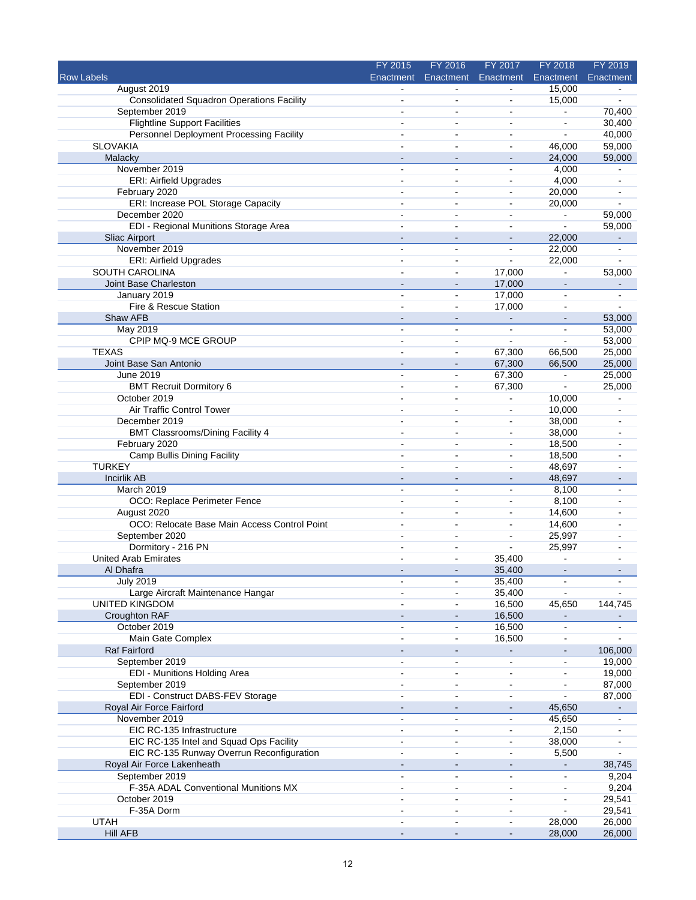| Row Labels | FY 2015 Enactment | FY 2016 Enactment | FY 2017 Enactment | FY 2018 Enactment | FY 2019 Enactment |
|---|---|---|---|---|---|
| August 2019 | - | - | - | 15,000 | - |
| Consolidated Squadron Operations Facility | - | - | - | 15,000 | - |
| September 2019 | - | - | - | - | 70,400 |
| Flightline Support Facilities | - | - | - | - | 30,400 |
| Personnel Deployment Processing Facility | - | - | - | - | 40,000 |
| SLOVAKIA | - | - | - | 46,000 | 59,000 |
| Malacky | - | - | - | 24,000 | 59,000 |
| November 2019 | - | - | - | 4,000 | - |
| ERI: Airfield Upgrades | - | - | - | 4,000 | - |
| February 2020 | - | - | - | 20,000 | - |
| ERI: Increase POL Storage Capacity | - | - | - | 20,000 | - |
| December 2020 | - | - | - | - | 59,000 |
| EDI - Regional Munitions Storage Area | - | - | - | - | 59,000 |
| Sliac Airport | - | - | - | 22,000 | - |
| November 2019 | - | - | - | 22,000 | - |
| ERI: Airfield Upgrades | - | - | - | 22,000 | - |
| SOUTH CAROLINA | - | - | 17,000 | - | 53,000 |
| Joint Base Charleston | - | - | 17,000 | - | - |
| January 2019 | - | - | 17,000 | - | - |
| Fire & Rescue Station | - | - | 17,000 | - | - |
| Shaw AFB | - | - | - | - | 53,000 |
| May 2019 | - | - | - | - | 53,000 |
| CPIP MQ-9 MCE GROUP | - | - | - | - | 53,000 |
| TEXAS | - | - | 67,300 | 66,500 | 25,000 |
| Joint Base San Antonio | - | - | 67,300 | 66,500 | 25,000 |
| June 2019 | - | - | 67,300 | - | 25,000 |
| BMT Recruit Dormitory 6 | - | - | 67,300 | - | 25,000 |
| October 2019 | - | - | - | 10,000 | - |
| Air Traffic Control Tower | - | - | - | 10,000 | - |
| December 2019 | - | - | - | 38,000 | - |
| BMT Classrooms/Dining Facility 4 | - | - | - | 38,000 | - |
| February 2020 | - | - | - | 18,500 | - |
| Camp Bullis Dining Facility | - | - | - | 18,500 | - |
| TURKEY | - | - | - | 48,697 | - |
| Incirlik AB | - | - | - | 48,697 | - |
| March 2019 | - | - | - | 8,100 | - |
| OCO: Replace Perimeter Fence | - | - | - | 8,100 | - |
| August 2020 | - | - | - | 14,600 | - |
| OCO: Relocate Base Main Access Control Point | - | - | - | 14,600 | - |
| September 2020 | - | - | - | 25,997 | - |
| Dormitory - 216 PN | - | - | - | 25,997 | - |
| United Arab Emirates | - | - | 35,400 | - | - |
| Al Dhafra | - | - | 35,400 | - | - |
| July 2019 | - | - | 35,400 | - | - |
| Large Aircraft Maintenance Hangar | - | - | 35,400 | - | - |
| UNITED KINGDOM | - | - | 16,500 | 45,650 | 144,745 |
| Croughton RAF | - | - | 16,500 | - | - |
| October 2019 | - | - | 16,500 | - | - |
| Main Gate Complex | - | - | 16,500 | - | - |
| Raf Fairford | - | - | - | - | 106,000 |
| September 2019 | - | - | - | - | 19,000 |
| EDI - Munitions Holding Area | - | - | - | - | 19,000 |
| September 2019 | - | - | - | - | 87,000 |
| EDI - Construct DABS-FEV Storage | - | - | - | - | 87,000 |
| Royal Air Force Fairford | - | - | - | 45,650 | - |
| November 2019 | - | - | - | 45,650 | - |
| EIC RC-135 Infrastructure | - | - | - | 2,150 | - |
| EIC RC-135 Intel and Squad Ops Facility | - | - | - | 38,000 | - |
| EIC RC-135 Runway Overrun Reconfiguration | - | - | - | 5,500 | - |
| Royal Air Force Lakenheath | - | - | - | - | 38,745 |
| September 2019 | - | - | - | - | 9,204 |
| F-35A ADAL Conventional Munitions MX | - | - | - | - | 9,204 |
| October 2019 | - | - | - | - | 29,541 |
| F-35A Dorm | - | - | - | - | 29,541 |
| UTAH | - | - | - | 28,000 | 26,000 |
| Hill AFB | - | - | - | 28,000 | 26,000 |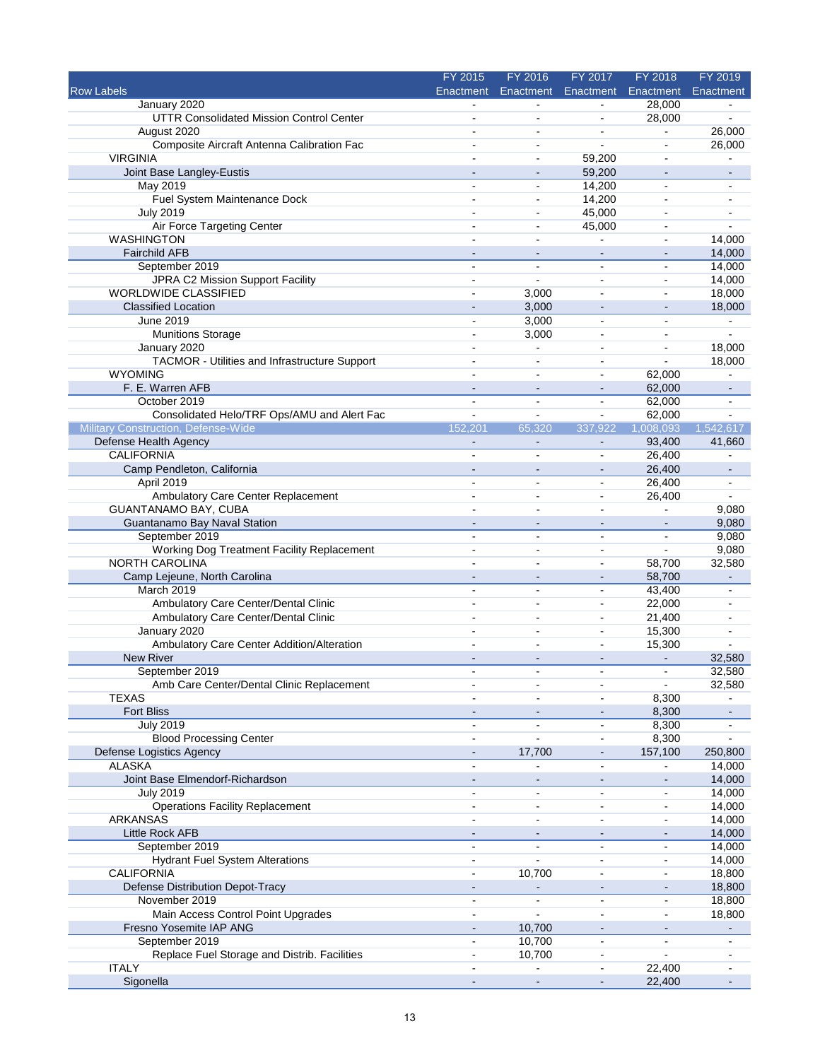| Row Labels | FY 2015 Enactment | FY 2016 Enactment | FY 2017 Enactment | FY 2018 Enactment | FY 2019 Enactment |
|---|---|---|---|---|---|
| January 2020 | - | - | - | 28,000 | - |
| UTTR Consolidated Mission Control Center | - | - | - | 28,000 | - |
| August 2020 | - | - | - | - | 26,000 |
| Composite Aircraft Antenna Calibration Fac | - | - | - | - | 26,000 |
| VIRGINIA | - | - | 59,200 | - | - |
| Joint Base Langley-Eustis | - | - | 59,200 | - | - |
| May 2019 | - | - | 14,200 | - | - |
| Fuel System Maintenance Dock | - | - | 14,200 | - | - |
| July 2019 | - | - | 45,000 | - | - |
| Air Force Targeting Center | - | - | 45,000 | - | - |
| WASHINGTON | - | - | - | - | 14,000 |
| Fairchild AFB | - | - | - | - | 14,000 |
| September 2019 | - | - | - | - | 14,000 |
| JPRA C2 Mission Support Facility | - | - | - | - | 14,000 |
| WORLDWIDE CLASSIFIED | - | 3,000 | - | - | 18,000 |
| Classified Location | - | 3,000 | - | - | 18,000 |
| June 2019 | - | 3,000 | - | - | - |
| Munitions Storage | - | 3,000 | - | - | - |
| January 2020 | - | - | - | - | 18,000 |
| TACMOR - Utilities and Infrastructure Support | - | - | - | - | 18,000 |
| WYOMING | - | - | - | 62,000 | - |
| F. E. Warren AFB | - | - | - | 62,000 | - |
| October 2019 | - | - | - | 62,000 | - |
| Consolidated Helo/TRF Ops/AMU and Alert Fac | - | - | - | 62,000 | - |
| Military Construction, Defense-Wide | 152,201 | 65,320 | 337,922 | 1,008,093 | 1,542,617 |
| Defense Health Agency | - | - | - | 93,400 | 41,660 |
| CALIFORNIA | - | - | - | 26,400 | - |
| Camp Pendleton, California | - | - | - | 26,400 | - |
| April 2019 | - | - | - | 26,400 | - |
| Ambulatory Care Center Replacement | - | - | - | 26,400 | - |
| GUANTANAMO BAY, CUBA | - | - | - | - | 9,080 |
| Guantanamo Bay Naval Station | - | - | - | - | 9,080 |
| September 2019 | - | - | - | - | 9,080 |
| Working Dog Treatment Facility Replacement | - | - | - | - | 9,080 |
| NORTH CAROLINA | - | - | - | 58,700 | 32,580 |
| Camp Lejeune, North Carolina | - | - | - | 58,700 | - |
| March 2019 | - | - | - | 43,400 | - |
| Ambulatory Care Center/Dental Clinic | - | - | - | 22,000 | - |
| Ambulatory Care Center/Dental Clinic | - | - | - | 21,400 | - |
| January 2020 | - | - | - | 15,300 | - |
| Ambulatory Care Center Addition/Alteration | - | - | - | 15,300 | - |
| New River | - | - | - | - | 32,580 |
| September 2019 | - | - | - | - | 32,580 |
| Amb Care Center/Dental Clinic Replacement | - | - | - | - | 32,580 |
| TEXAS | - | - | - | 8,300 | - |
| Fort Bliss | - | - | - | 8,300 | - |
| July 2019 | - | - | - | 8,300 | - |
| Blood Processing Center | - | - | - | 8,300 | - |
| Defense Logistics Agency | - | 17,700 | - | 157,100 | 250,800 |
| ALASKA | - | - | - | - | 14,000 |
| Joint Base Elmendorf-Richardson | - | - | - | - | 14,000 |
| July 2019 | - | - | - | - | 14,000 |
| Operations Facility Replacement | - | - | - | - | 14,000 |
| ARKANSAS | - | - | - | - | 14,000 |
| Little Rock AFB | - | - | - | - | 14,000 |
| September 2019 | - | - | - | - | 14,000 |
| Hydrant Fuel System Alterations | - | - | - | - | 14,000 |
| CALIFORNIA | - | 10,700 | - | - | 18,800 |
| Defense Distribution Depot-Tracy | - | - | - | - | 18,800 |
| November 2019 | - | - | - | - | 18,800 |
| Main Access Control Point Upgrades | - | - | - | - | 18,800 |
| Fresno Yosemite IAP ANG | - | 10,700 | - | - | - |
| September 2019 | - | 10,700 | - | - | - |
| Replace Fuel Storage and Distrib. Facilities | - | 10,700 | - | - | - |
| ITALY | - | - | - | 22,400 | - |
| Sigonella | - | - | - | 22,400 | - |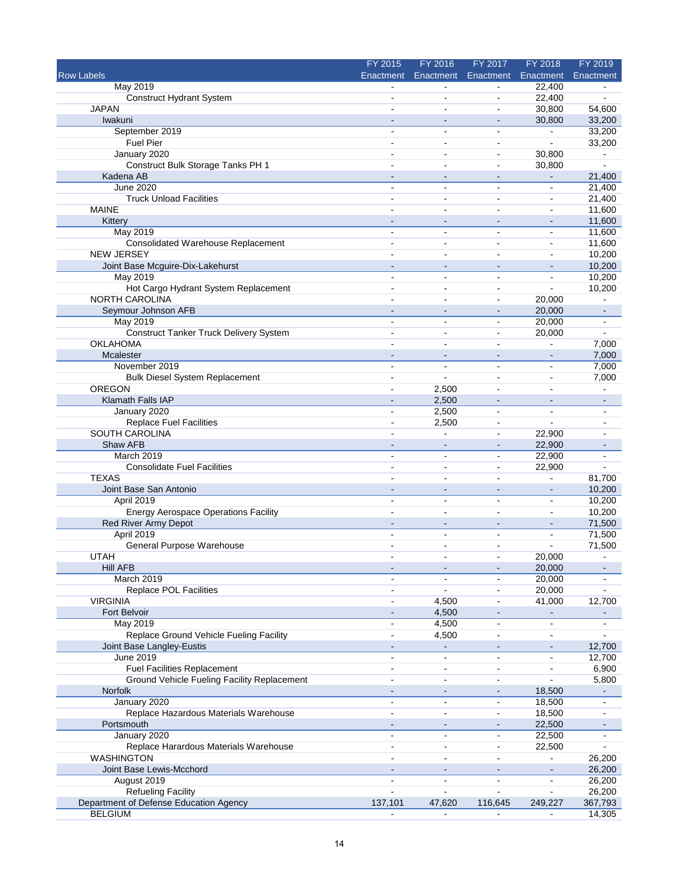| Row Labels | FY 2015 Enactment | FY 2016 Enactment | FY 2017 Enactment | FY 2018 Enactment | FY 2019 Enactment |
|---|---|---|---|---|---|
| May 2019 | - | - | - | 22,400 | - |
| Construct Hydrant System | - | - | - | 22,400 | - |
| JAPAN | - | - | - | 30,800 | 54,600 |
| Iwakuni | - | - | - | 30,800 | 33,200 |
| September 2019 | - | - | - | - | 33,200 |
| Fuel Pier | - | - | - | - | 33,200 |
| January 2020 | - | - | - | 30,800 | - |
| Construct Bulk Storage Tanks PH 1 | - | - | - | 30,800 | - |
| Kadena AB | - | - | - | - | 21,400 |
| June 2020 | - | - | - | - | 21,400 |
| Truck Unload Facilities | - | - | - | - | 21,400 |
| MAINE | - | - | - | - | 11,600 |
| Kittery | - | - | - | - | 11,600 |
| May 2019 | - | - | - | - | 11,600 |
| Consolidated Warehouse Replacement | - | - | - | - | 11,600 |
| NEW JERSEY | - | - | - | - | 10,200 |
| Joint Base Mcguire-Dix-Lakehurst | - | - | - | - | 10,200 |
| May 2019 | - | - | - | - | 10,200 |
| Hot Cargo Hydrant System Replacement | - | - | - | - | 10,200 |
| NORTH CAROLINA | - | - | - | 20,000 | - |
| Seymour Johnson AFB | - | - | - | 20,000 | - |
| May 2019 | - | - | - | 20,000 | - |
| Construct Tanker Truck Delivery System | - | - | - | 20,000 | - |
| OKLAHOMA | - | - | - | - | 7,000 |
| Mcalester | - | - | - | - | 7,000 |
| November 2019 | - | - | - | - | 7,000 |
| Bulk Diesel System Replacement | - | - | - | - | 7,000 |
| OREGON | - | 2,500 | - | - | - |
| Klamath Falls IAP | - | 2,500 | - | - | - |
| January 2020 | - | 2,500 | - | - | - |
| Replace Fuel Facilities | - | 2,500 | - | - | - |
| SOUTH CAROLINA | - | - | - | 22,900 | - |
| Shaw AFB | - | - | - | 22,900 | - |
| March 2019 | - | - | - | 22,900 | - |
| Consolidate Fuel Facilities | - | - | - | 22,900 | - |
| TEXAS | - | - | - | - | 81,700 |
| Joint Base San Antonio | - | - | - | - | 10,200 |
| April 2019 | - | - | - | - | 10,200 |
| Energy Aerospace Operations Facility | - | - | - | - | 10,200 |
| Red River Army Depot | - | - | - | - | 71,500 |
| April 2019 | - | - | - | - | 71,500 |
| General Purpose Warehouse | - | - | - | - | 71,500 |
| UTAH | - | - | - | 20,000 | - |
| Hill AFB | - | - | - | 20,000 | - |
| March 2019 | - | - | - | 20,000 | - |
| Replace POL Facilities | - | - | - | 20,000 | - |
| VIRGINIA | - | 4,500 | - | 41,000 | 12,700 |
| Fort Belvoir | - | 4,500 | - | - | - |
| May 2019 | - | 4,500 | - | - | - |
| Replace Ground Vehicle Fueling Facility | - | 4,500 | - | - | - |
| Joint Base Langley-Eustis | - | - | - | - | 12,700 |
| June 2019 | - | - | - | - | 12,700 |
| Fuel Facilities Replacement | - | - | - | - | 6,900 |
| Ground Vehicle Fueling Facility Replacement | - | - | - | - | 5,800 |
| Norfolk | - | - | - | 18,500 | - |
| January 2020 | - | - | - | 18,500 | - |
| Replace Hazardous Materials Warehouse | - | - | - | 18,500 | - |
| Portsmouth | - | - | - | 22,500 | - |
| January 2020 | - | - | - | 22,500 | - |
| Replace Harardous Materials Warehouse | - | - | - | 22,500 | - |
| WASHINGTON | - | - | - | - | 26,200 |
| Joint Base Lewis-Mcchord | - | - | - | - | 26,200 |
| August 2019 | - | - | - | - | 26,200 |
| Refueling Facility | - | - | - | - | 26,200 |
| Department of Defense Education Agency | 137,101 | 47,620 | 116,645 | 249,227 | 367,793 |
| BELGIUM | - | - | - | - | 14,305 |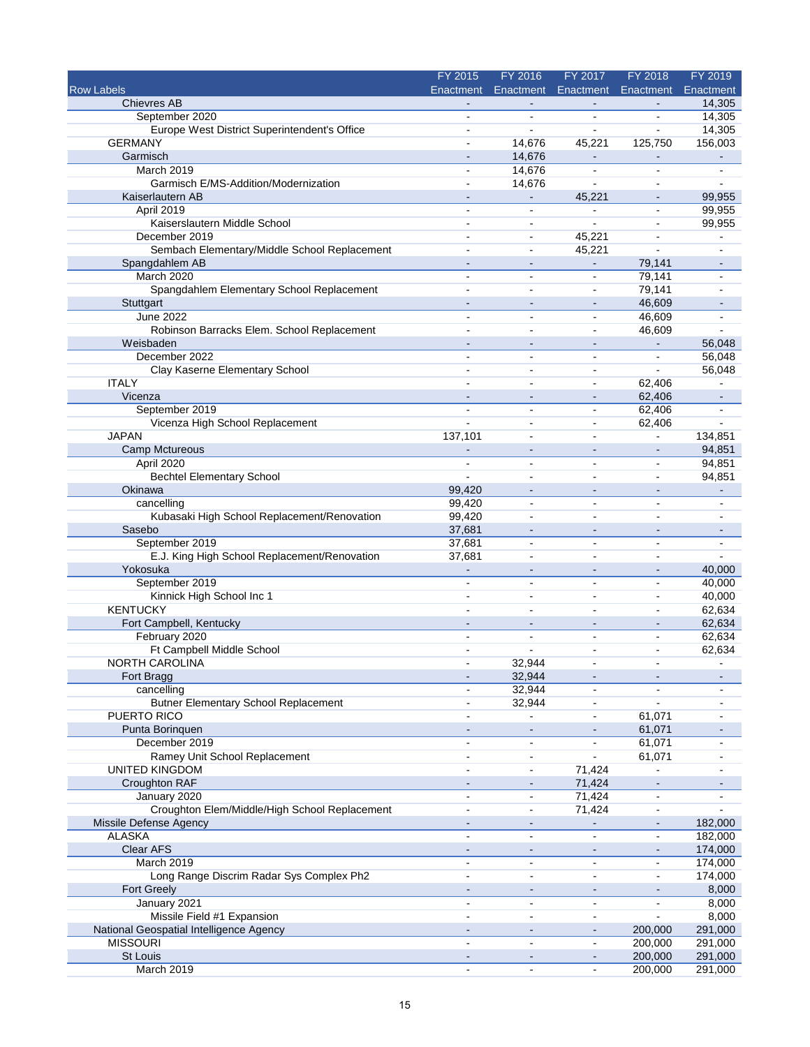| Row Labels | FY 2015 Enactment | FY 2016 Enactment | FY 2017 Enactment | FY 2018 Enactment | FY 2019 Enactment |
|---|---|---|---|---|---|
| Chievres AB | - | - | - | - | 14,305 |
| September 2020 | - | - | - | - | 14,305 |
| Europe West District Superintendent's Office | - | - | - | - | 14,305 |
| GERMANY | - | 14,676 | 45,221 | 125,750 | 156,003 |
| Garmisch | - | 14,676 | - | - | - |
| March 2019 | - | 14,676 | - | - | - |
| Garmisch E/MS-Addition/Modernization | - | 14,676 | - | - | - |
| Kaiserlautern AB | - | - | 45,221 | - | 99,955 |
| April 2019 | - | - | - | - | 99,955 |
| Kaiserslautern Middle School | - | - | - | - | 99,955 |
| December 2019 | - | - | 45,221 | - | - |
| Sembach Elementary/Middle School Replacement | - | - | 45,221 | - | - |
| Spangdahlem AB | - | - | - | 79,141 | - |
| March 2020 | - | - | - | 79,141 | - |
| Spangdahlem Elementary School Replacement | - | - | - | 79,141 | - |
| Stuttgart | - | - | - | 46,609 | - |
| June 2022 | - | - | - | 46,609 | - |
| Robinson Barracks Elem. School Replacement | - | - | - | 46,609 | - |
| Weisbaden | - | - | - | - | 56,048 |
| December 2022 | - | - | - | - | 56,048 |
| Clay Kaserne Elementary School | - | - | - | - | 56,048 |
| ITALY | - | - | - | 62,406 | - |
| Vicenza | - | - | - | 62,406 | - |
| September 2019 | - | - | - | 62,406 | - |
| Vicenza High School Replacement | - | - | - | 62,406 | - |
| JAPAN | 137,101 | - | - | - | 134,851 |
| Camp Mctureous | - | - | - | - | 94,851 |
| April 2020 | - | - | - | - | 94,851 |
| Bechtel Elementary School | - | - | - | - | 94,851 |
| Okinawa | 99,420 | - | - | - | - |
| cancelling | 99,420 | - | - | - | - |
| Kubasaki High School Replacement/Renovation | 99,420 | - | - | - | - |
| Sasebo | 37,681 | - | - | - | - |
| September 2019 | 37,681 | - | - | - | - |
| E.J. King High School Replacement/Renovation | 37,681 | - | - | - | - |
| Yokosuka | - | - | - | - | 40,000 |
| September 2019 | - | - | - | - | 40,000 |
| Kinnick High School Inc 1 | - | - | - | - | 40,000 |
| KENTUCKY | - | - | - | - | 62,634 |
| Fort Campbell, Kentucky | - | - | - | - | 62,634 |
| February 2020 | - | - | - | - | 62,634 |
| Ft Campbell Middle School | - | - | - | - | 62,634 |
| NORTH CAROLINA | - | 32,944 | - | - | - |
| Fort Bragg | - | 32,944 | - | - | - |
| cancelling | - | 32,944 | - | - | - |
| Butner Elementary School Replacement | - | 32,944 | - | - | - |
| PUERTO RICO | - | - | - | 61,071 | - |
| Punta Borinquen | - | - | - | 61,071 | - |
| December 2019 | - | - | - | 61,071 | - |
| Ramey Unit School Replacement | - | - | - | 61,071 | - |
| UNITED KINGDOM | - | - | 71,424 | - | - |
| Croughton RAF | - | - | 71,424 | - | - |
| January 2020 | - | - | 71,424 | - | - |
| Croughton Elem/Middle/High School Replacement | - | - | 71,424 | - | - |
| Missile Defense Agency | - | - | - | - | 182,000 |
| ALASKA | - | - | - | - | 182,000 |
| Clear AFS | - | - | - | - | 174,000 |
| March 2019 | - | - | - | - | 174,000 |
| Long Range Discrim Radar Sys Complex Ph2 | - | - | - | - | 174,000 |
| Fort Greely | - | - | - | - | 8,000 |
| January 2021 | - | - | - | - | 8,000 |
| Missile Field #1 Expansion | - | - | - | - | 8,000 |
| National Geospatial Intelligence Agency | - | - | - | 200,000 | 291,000 |
| MISSOURI | - | - | - | 200,000 | 291,000 |
| St Louis | - | - | - | 200,000 | 291,000 |
| March 2019 | - | - | - | 200,000 | 291,000 |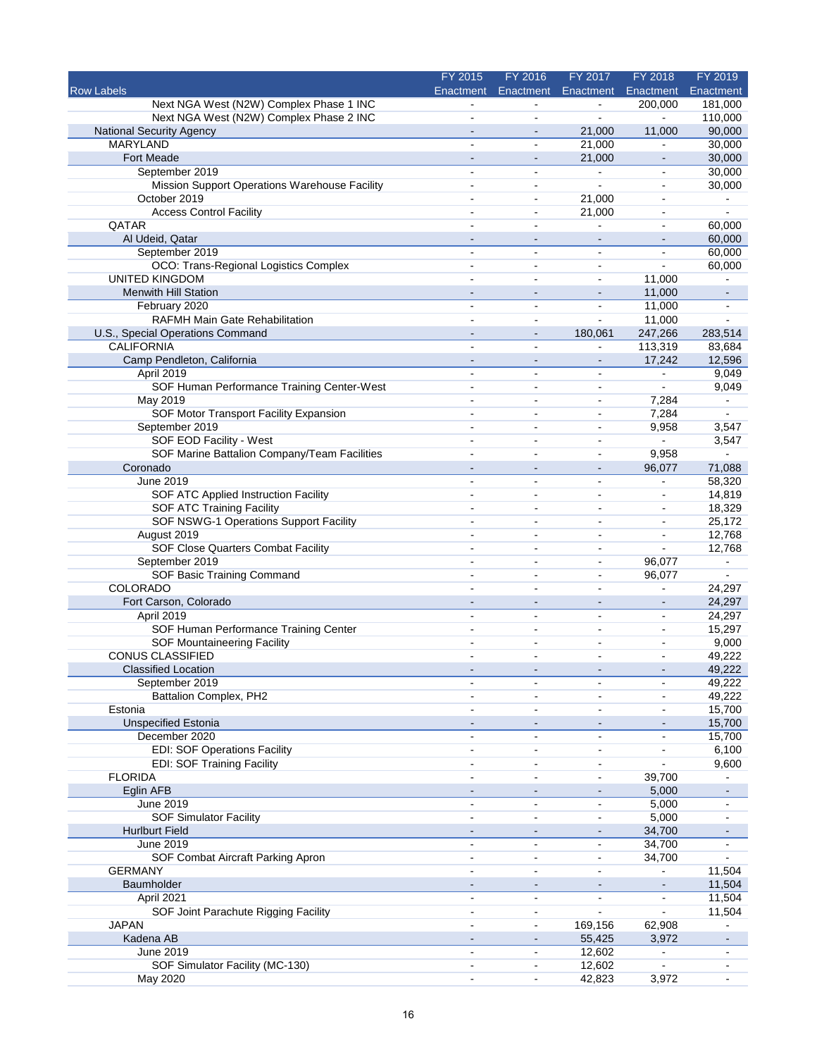| Row Labels | FY 2015 Enactment | FY 2016 Enactment | FY 2017 Enactment | FY 2018 Enactment | FY 2019 Enactment |
|---|---|---|---|---|---|
| Next NGA West (N2W) Complex Phase 1 INC | - | - | - | 200,000 | 181,000 |
| Next NGA West (N2W) Complex Phase 2 INC | - | - | - | - | 110,000 |
| National Security Agency | - | - | 21,000 | 11,000 | 90,000 |
| MARYLAND | - | - | 21,000 | - | 30,000 |
| Fort Meade | - | - | 21,000 | - | 30,000 |
| September 2019 | - | - | - | - | 30,000 |
| Mission Support Operations Warehouse Facility | - | - | - | - | 30,000 |
| October 2019 | - | - | 21,000 | - | - |
| Access Control Facility | - | - | 21,000 | - | - |
| QATAR | - | - | - | - | 60,000 |
| Al Udeid, Qatar | - | - | - | - | 60,000 |
| September 2019 | - | - | - | - | 60,000 |
| OCO: Trans-Regional Logistics Complex | - | - | - | - | 60,000 |
| UNITED KINGDOM | - | - | - | 11,000 | - |
| Menwith Hill Station | - | - | - | 11,000 | - |
| February 2020 | - | - | - | 11,000 | - |
| RAFMH Main Gate Rehabilitation | - | - | - | 11,000 | - |
| U.S., Special Operations Command | - | - | 180,061 | 247,266 | 283,514 |
| CALIFORNIA | - | - | - | 113,319 | 83,684 |
| Camp Pendleton, California | - | - | - | 17,242 | 12,596 |
| April 2019 | - | - | - | - | 9,049 |
| SOF Human Performance Training Center-West | - | - | - | - | 9,049 |
| May 2019 | - | - | - | 7,284 | - |
| SOF Motor Transport Facility Expansion | - | - | - | 7,284 | - |
| September 2019 | - | - | - | 9,958 | 3,547 |
| SOF EOD Facility - West | - | - | - | - | 3,547 |
| SOF Marine Battalion Company/Team Facilities | - | - | - | 9,958 | - |
| Coronado | - | - | - | 96,077 | 71,088 |
| June 2019 | - | - | - | - | 58,320 |
| SOF ATC Applied Instruction Facility | - | - | - | - | 14,819 |
| SOF ATC Training Facility | - | - | - | - | 18,329 |
| SOF NSWG-1 Operations Support Facility | - | - | - | - | 25,172 |
| August 2019 | - | - | - | - | 12,768 |
| SOF Close Quarters Combat Facility | - | - | - | - | 12,768 |
| September 2019 | - | - | - | 96,077 | - |
| SOF Basic Training Command | - | - | - | 96,077 | - |
| COLORADO | - | - | - | - | 24,297 |
| Fort Carson, Colorado | - | - | - | - | 24,297 |
| April 2019 | - | - | - | - | 24,297 |
| SOF Human Performance Training Center | - | - | - | - | 15,297 |
| SOF Mountaineering Facility | - | - | - | - | 9,000 |
| CONUS CLASSIFIED | - | - | - | - | 49,222 |
| Classified Location | - | - | - | - | 49,222 |
| September 2019 | - | - | - | - | 49,222 |
| Battalion Complex, PH2 | - | - | - | - | 49,222 |
| Estonia | - | - | - | - | 15,700 |
| Unspecified Estonia | - | - | - | - | 15,700 |
| December 2020 | - | - | - | - | 15,700 |
| EDI: SOF Operations Facility | - | - | - | - | 6,100 |
| EDI: SOF Training Facility | - | - | - | - | 9,600 |
| FLORIDA | - | - | - | 39,700 | - |
| Eglin AFB | - | - | - | 5,000 | - |
| June 2019 | - | - | - | 5,000 | - |
| SOF Simulator Facility | - | - | - | 5,000 | - |
| Hurlburt Field | - | - | - | 34,700 | - |
| June 2019 | - | - | - | 34,700 | - |
| SOF Combat Aircraft Parking Apron | - | - | - | 34,700 | - |
| GERMANY | - | - | - | - | 11,504 |
| Baumholder | - | - | - | - | 11,504 |
| April 2021 | - | - | - | - | 11,504 |
| SOF Joint Parachute Rigging Facility | - | - | - | - | 11,504 |
| JAPAN | - | - | 169,156 | 62,908 | - |
| Kadena AB | - | - | 55,425 | 3,972 | - |
| June 2019 | - | - | 12,602 | - | - |
| SOF Simulator Facility (MC-130) | - | - | 12,602 | - | - |
| May 2020 | - | - | 42,823 | 3,972 | - |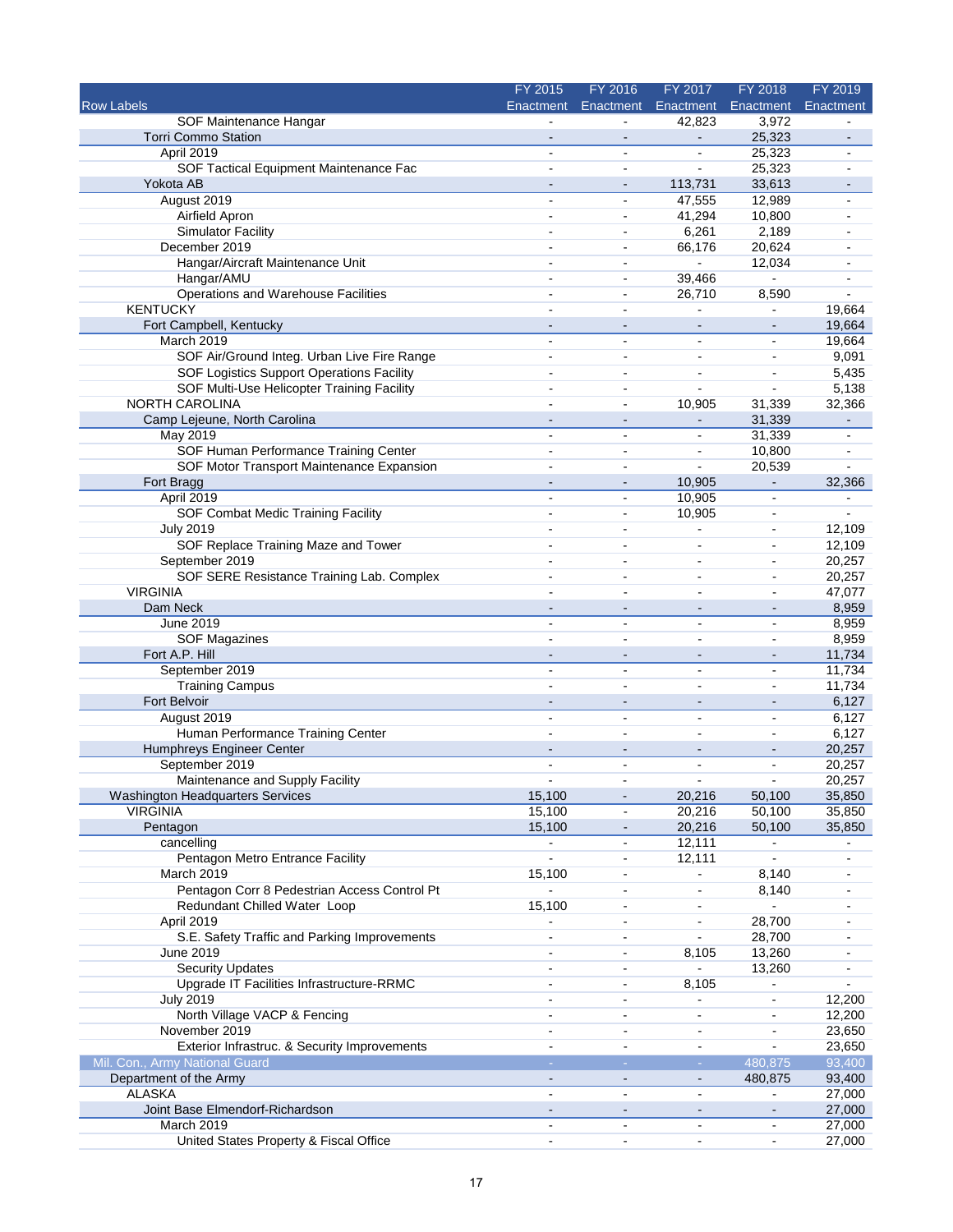| Row Labels | FY 2015 Enactment | FY 2016 Enactment | FY 2017 Enactment | FY 2018 Enactment | FY 2019 Enactment |
|---|---|---|---|---|---|
| SOF Maintenance Hangar | - | - | 42,823 | 3,972 | - |
| Torri Commo Station | - | - | - | 25,323 | - |
| April 2019 | - | - | - | 25,323 | - |
| SOF Tactical Equipment Maintenance Fac | - | - | - | 25,323 | - |
| Yokota AB | - | - | 113,731 | 33,613 | - |
| August 2019 | - | - | 47,555 | 12,989 | - |
| Airfield Apron | - | - | 41,294 | 10,800 | - |
| Simulator Facility | - | - | 6,261 | 2,189 | - |
| December 2019 | - | - | 66,176 | 20,624 | - |
| Hangar/Aircraft Maintenance Unit | - | - | - | 12,034 | - |
| Hangar/AMU | - | - | 39,466 | - | - |
| Operations and Warehouse Facilities | - | - | 26,710 | 8,590 | - |
| KENTUCKY | - | - | - | - | 19,664 |
| Fort Campbell, Kentucky | - | - | - | - | 19,664 |
| March 2019 | - | - | - | - | 19,664 |
| SOF Air/Ground Integ. Urban Live Fire Range | - | - | - | - | 9,091 |
| SOF Logistics Support Operations Facility | - | - | - | - | 5,435 |
| SOF Multi-Use Helicopter Training Facility | - | - | - | - | 5,138 |
| NORTH CAROLINA | - | - | 10,905 | 31,339 | 32,366 |
| Camp Lejeune, North Carolina | - | - | - | 31,339 | - |
| May 2019 | - | - | - | 31,339 | - |
| SOF Human Performance Training Center | - | - | - | 10,800 | - |
| SOF Motor Transport Maintenance Expansion | - | - | - | 20,539 | - |
| Fort Bragg | - | - | 10,905 | - | 32,366 |
| April 2019 | - | - | 10,905 | - | - |
| SOF Combat Medic Training Facility | - | - | 10,905 | - | - |
| July 2019 | - | - | - | - | 12,109 |
| SOF Replace Training Maze and Tower | - | - | - | - | 12,109 |
| September 2019 | - | - | - | - | 20,257 |
| SOF SERE Resistance Training Lab. Complex | - | - | - | - | 20,257 |
| VIRGINIA | - | - | - | - | 47,077 |
| Dam Neck | - | - | - | - | 8,959 |
| June 2019 | - | - | - | - | 8,959 |
| SOF Magazines | - | - | - | - | 8,959 |
| Fort A.P. Hill | - | - | - | - | 11,734 |
| September 2019 | - | - | - | - | 11,734 |
| Training Campus | - | - | - | - | 11,734 |
| Fort Belvoir | - | - | - | - | 6,127 |
| August 2019 | - | - | - | - | 6,127 |
| Human Performance Training Center | - | - | - | - | 6,127 |
| Humphreys Engineer Center | - | - | - | - | 20,257 |
| September 2019 | - | - | - | - | 20,257 |
| Maintenance and Supply Facility | - | - | - | - | 20,257 |
| Washington Headquarters Services | 15,100 | - | 20,216 | 50,100 | 35,850 |
| VIRGINIA | 15,100 | - | 20,216 | 50,100 | 35,850 |
| Pentagon | 15,100 | - | 20,216 | 50,100 | 35,850 |
| cancelling | - | - | 12,111 | - | - |
| Pentagon Metro Entrance Facility | - | - | 12,111 | - | - |
| March 2019 | 15,100 | - | - | 8,140 | - |
| Pentagon Corr 8 Pedestrian Access Control Pt | - | - | - | 8,140 | - |
| Redundant Chilled Water Loop | 15,100 | - | - | - | - |
| April 2019 | - | - | - | 28,700 | - |
| S.E. Safety Traffic and Parking Improvements | - | - | - | 28,700 | - |
| June 2019 | - | - | 8,105 | 13,260 | - |
| Security Updates | - | - | - | 13,260 | - |
| Upgrade IT Facilities Infrastructure-RRMC | - | - | 8,105 | - | - |
| July 2019 | - | - | - | - | 12,200 |
| North Village VACP & Fencing | - | - | - | - | 12,200 |
| November 2019 | - | - | - | - | 23,650 |
| Exterior Infrastruc. & Security Improvements | - | - | - | - | 23,650 |
| Mil. Con., Army National Guard | - | - | - | 480,875 | 93,400 |
| Department of the Army | - | - | - | 480,875 | 93,400 |
| ALASKA | - | - | - | - | 27,000 |
| Joint Base Elmendorf-Richardson | - | - | - | - | 27,000 |
| March 2019 | - | - | - | - | 27,000 |
| United States Property & Fiscal Office | - | - | - | - | 27,000 |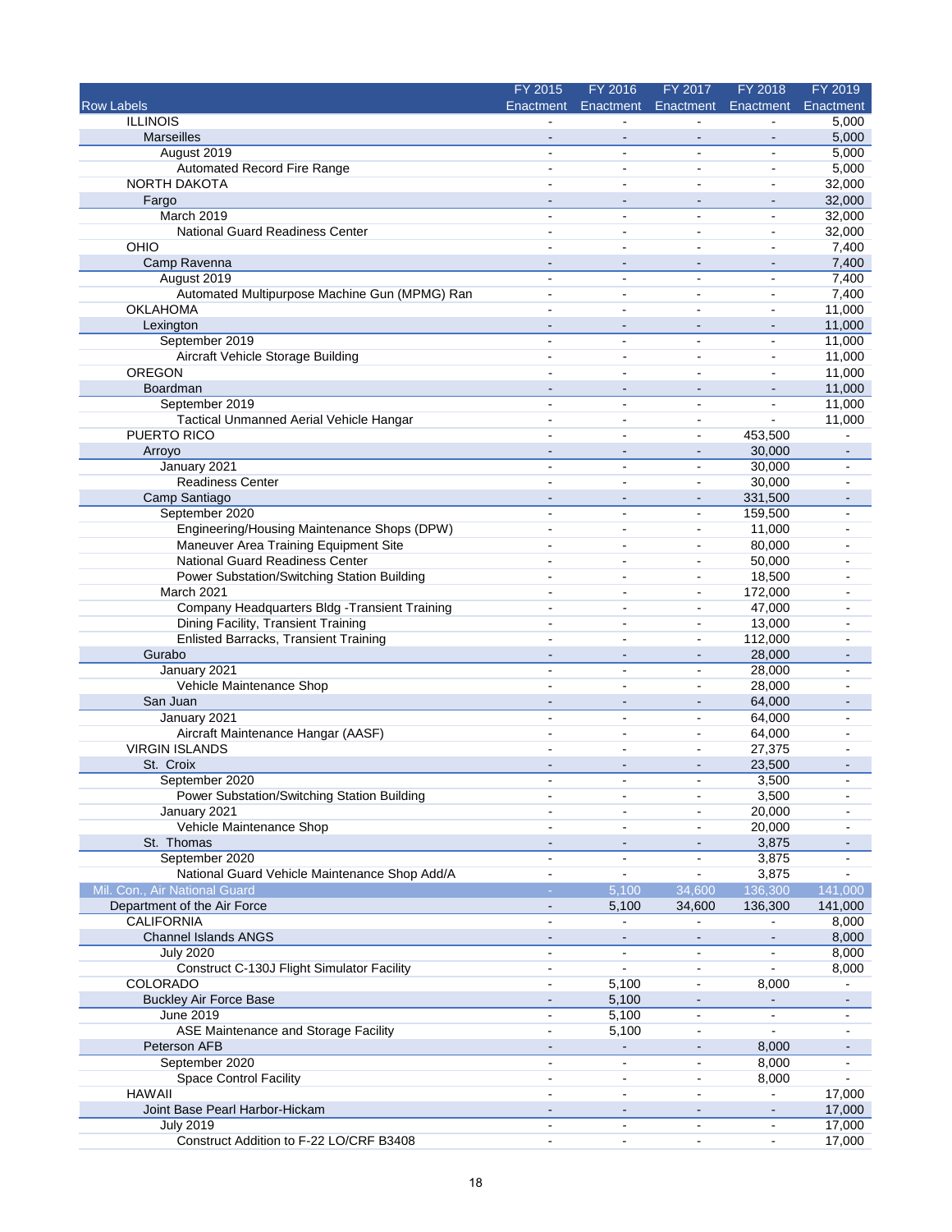| Row Labels | FY 2015 Enactment | FY 2016 Enactment | FY 2017 Enactment | FY 2018 Enactment | FY 2019 Enactment |
|---|---|---|---|---|---|
| ILLINOIS | - | - | - | - | 5,000 |
| Marseilles | - | - | - | - | 5,000 |
| August 2019 | - | - | - | - | 5,000 |
| Automated Record Fire Range | - | - | - | - | 5,000 |
| NORTH DAKOTA | - | - | - | - | 32,000 |
| Fargo | - | - | - | - | 32,000 |
| March 2019 | - | - | - | - | 32,000 |
| National Guard Readiness Center | - | - | - | - | 32,000 |
| OHIO | - | - | - | - | 7,400 |
| Camp Ravenna | - | - | - | - | 7,400 |
| August 2019 | - | - | - | - | 7,400 |
| Automated Multipurpose Machine Gun (MPMG) Ran | - | - | - | - | 7,400 |
| OKLAHOMA | - | - | - | - | 11,000 |
| Lexington | - | - | - | - | 11,000 |
| September 2019 | - | - | - | - | 11,000 |
| Aircraft Vehicle Storage Building | - | - | - | - | 11,000 |
| OREGON | - | - | - | - | 11,000 |
| Boardman | - | - | - | - | 11,000 |
| September 2019 | - | - | - | - | 11,000 |
| Tactical Unmanned Aerial Vehicle Hangar | - | - | - | - | 11,000 |
| PUERTO RICO | - | - | - | 453,500 | - |
| Arroyo | - | - | - | 30,000 | - |
| January 2021 | - | - | - | 30,000 | - |
| Readiness Center | - | - | - | 30,000 | - |
| Camp Santiago | - | - | - | 331,500 | - |
| September 2020 | - | - | - | 159,500 | - |
| Engineering/Housing Maintenance Shops (DPW) | - | - | - | 11,000 | - |
| Maneuver Area Training Equipment Site | - | - | - | 80,000 | - |
| National Guard Readiness Center | - | - | - | 50,000 | - |
| Power Substation/Switching Station Building | - | - | - | 18,500 | - |
| March 2021 | - | - | - | 172,000 | - |
| Company Headquarters Bldg -Transient Training | - | - | - | 47,000 | - |
| Dining Facility, Transient Training | - | - | - | 13,000 | - |
| Enlisted Barracks, Transient Training | - | - | - | 112,000 | - |
| Gurabo | - | - | - | 28,000 | - |
| January 2021 | - | - | - | 28,000 | - |
| Vehicle Maintenance Shop | - | - | - | 28,000 | - |
| San Juan | - | - | - | 64,000 | - |
| January 2021 | - | - | - | 64,000 | - |
| Aircraft Maintenance Hangar (AASF) | - | - | - | 64,000 | - |
| VIRGIN ISLANDS | - | - | - | 27,375 | - |
| St. Croix | - | - | - | 23,500 | - |
| September 2020 | - | - | - | 3,500 | - |
| Power Substation/Switching Station Building | - | - | - | 3,500 | - |
| January 2021 | - | - | - | 20,000 | - |
| Vehicle Maintenance Shop | - | - | - | 20,000 | - |
| St. Thomas | - | - | - | 3,875 | - |
| September 2020 | - | - | - | 3,875 | - |
| National Guard Vehicle Maintenance Shop Add/A | - | - | - | 3,875 | - |
| Mil. Con., Air National Guard | - | 5,100 | 34,600 | 136,300 | 141,000 |
| Department of the Air Force | - | 5,100 | 34,600 | 136,300 | 141,000 |
| CALIFORNIA | - | - | - | - | 8,000 |
| Channel Islands ANGS | - | - | - | - | 8,000 |
| July 2020 | - | - | - | - | 8,000 |
| Construct C-130J Flight Simulator Facility | - | - | - | - | 8,000 |
| COLORADO | - | 5,100 | - | 8,000 | - |
| Buckley Air Force Base | - | 5,100 | - | - | - |
| June 2019 | - | 5,100 | - | - | - |
| ASE Maintenance and Storage Facility | - | 5,100 | - | - | - |
| Peterson AFB | - | - | - | 8,000 | - |
| September 2020 | - | - | - | 8,000 | - |
| Space Control Facility | - | - | - | 8,000 | - |
| HAWAII | - | - | - | - | 17,000 |
| Joint Base Pearl Harbor-Hickam | - | - | - | - | 17,000 |
| July 2019 | - | - | - | - | 17,000 |
| Construct Addition to F-22 LO/CRF B3408 | - | - | - | - | 17,000 |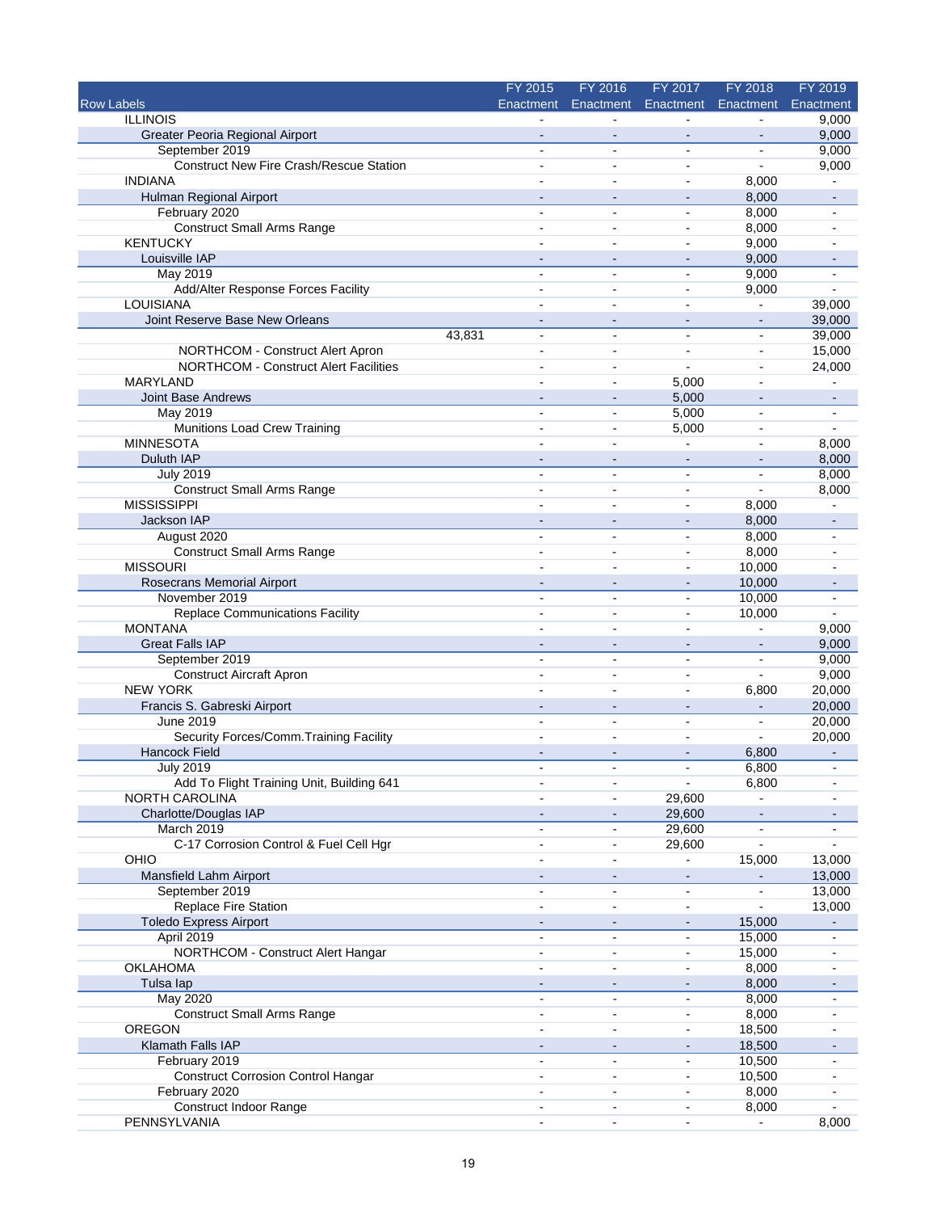| Row Labels | FY 2015 Enactment | FY 2016 Enactment | FY 2017 Enactment | FY 2018 Enactment | FY 2019 Enactment |
|---|---|---|---|---|---|
| ILLINOIS | - | - | - | - | 9,000 |
| Greater Peoria Regional Airport | - | - | - | - | 9,000 |
| September 2019 | - | - | - | - | 9,000 |
| Construct New Fire Crash/Rescue Station | - | - | - | - | 9,000 |
| INDIANA | - | - | - | 8,000 | - |
| Hulman Regional Airport | - | - | - | 8,000 | - |
| February 2020 | - | - | - | 8,000 | - |
| Construct Small Arms Range | - | - | - | 8,000 | - |
| KENTUCKY | - | - | - | 9,000 | - |
| Louisville IAP | - | - | - | 9,000 | - |
| May 2019 | - | - | - | 9,000 | - |
| Add/Alter Response Forces Facility | - | - | - | 9,000 | - |
| LOUISIANA | - | - | - | - | 39,000 |
| Joint Reserve Base New Orleans | - | - | - | - | 39,000 |
| 43,831 | - | - | - | - | 39,000 |
| NORTHCOM - Construct Alert Apron | - | - | - | - | 15,000 |
| NORTHCOM - Construct Alert Facilities | - | - | - | - | 24,000 |
| MARYLAND | - | - | 5,000 | - | - |
| Joint Base Andrews | - | - | 5,000 | - | - |
| May 2019 | - | - | 5,000 | - | - |
| Munitions Load Crew Training | - | - | 5,000 | - | - |
| MINNESOTA | - | - | - | - | 8,000 |
| Duluth IAP | - | - | - | - | 8,000 |
| July 2019 | - | - | - | - | 8,000 |
| Construct Small Arms Range | - | - | - | - | 8,000 |
| MISSISSIPPI | - | - | - | 8,000 | - |
| Jackson IAP | - | - | - | 8,000 | - |
| August 2020 | - | - | - | 8,000 | - |
| Construct Small Arms Range | - | - | - | 8,000 | - |
| MISSOURI | - | - | - | 10,000 | - |
| Rosecrans Memorial Airport | - | - | - | 10,000 | - |
| November 2019 | - | - | - | 10,000 | - |
| Replace Communications Facility | - | - | - | 10,000 | - |
| MONTANA | - | - | - | - | 9,000 |
| Great Falls IAP | - | - | - | - | 9,000 |
| September 2019 | - | - | - | - | 9,000 |
| Construct Aircraft Apron | - | - | - | - | 9,000 |
| NEW YORK | - | - | - | 6,800 | 20,000 |
| Francis S. Gabreski Airport | - | - | - | - | 20,000 |
| June 2019 | - | - | - | - | 20,000 |
| Security Forces/Comm.Training Facility | - | - | - | - | 20,000 |
| Hancock Field | - | - | - | 6,800 | - |
| July 2019 | - | - | - | 6,800 | - |
| Add To Flight Training Unit, Building 641 | - | - | - | 6,800 | - |
| NORTH CAROLINA | - | - | 29,600 | - | - |
| Charlotte/Douglas IAP | - | - | 29,600 | - | - |
| March 2019 | - | - | 29,600 | - | - |
| C-17 Corrosion Control & Fuel Cell Hgr | - | - | 29,600 | - | - |
| OHIO | - | - | - | 15,000 | 13,000 |
| Mansfield Lahm Airport | - | - | - | - | 13,000 |
| September 2019 | - | - | - | - | 13,000 |
| Replace Fire Station | - | - | - | - | 13,000 |
| Toledo Express Airport | - | - | - | 15,000 | - |
| April 2019 | - | - | - | 15,000 | - |
| NORTHCOM - Construct Alert Hangar | - | - | - | 15,000 | - |
| OKLAHOMA | - | - | - | 8,000 | - |
| Tulsa Iap | - | - | - | 8,000 | - |
| May 2020 | - | - | - | 8,000 | - |
| Construct Small Arms Range | - | - | - | 8,000 | - |
| OREGON | - | - | - | 18,500 | - |
| Klamath Falls IAP | - | - | - | 18,500 | - |
| February 2019 | - | - | - | 10,500 | - |
| Construct Corrosion Control Hangar | - | - | - | 10,500 | - |
| February 2020 | - | - | - | 8,000 | - |
| Construct Indoor Range | - | - | - | 8,000 | - |
| PENNSYLVANIA | - | - | - | - | 8,000 |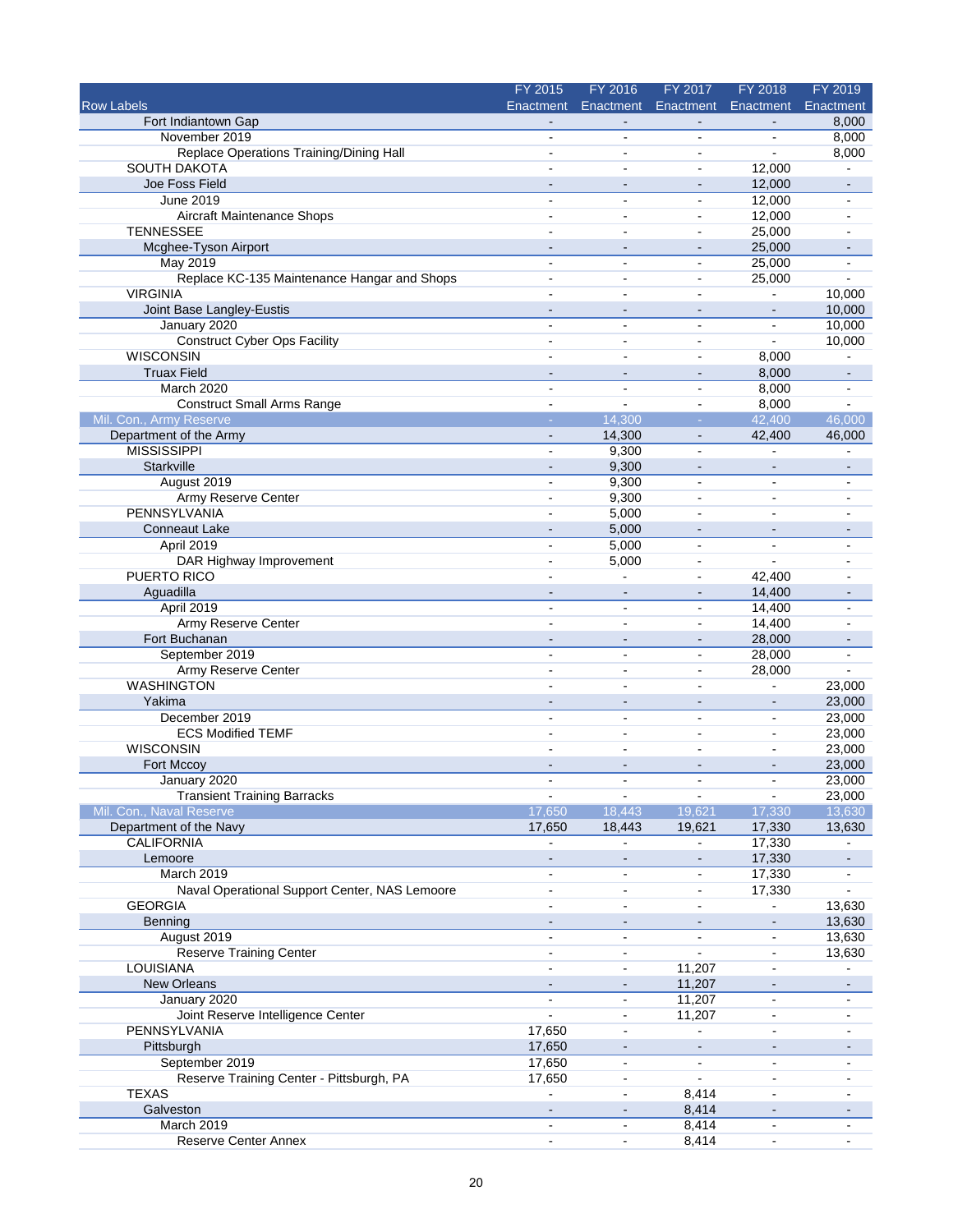| Row Labels | FY 2015 Enactment | FY 2016 Enactment | FY 2017 Enactment | FY 2018 Enactment | FY 2019 Enactment |
|---|---|---|---|---|---|
| Fort Indiantown Gap | - | - | - | - | 8,000 |
| November 2019 | - | - | - | - | 8,000 |
| Replace Operations Training/Dining Hall | - | - | - | - | 8,000 |
| SOUTH DAKOTA | - | - | - | 12,000 | - |
| Joe Foss Field | - | - | - | 12,000 | - |
| June 2019 | - | - | - | 12,000 | - |
| Aircraft Maintenance Shops | - | - | - | 12,000 | - |
| TENNESSEE | - | - | - | 25,000 | - |
| Mcghee-Tyson Airport | - | - | - | 25,000 | - |
| May 2019 | - | - | - | 25,000 | - |
| Replace KC-135 Maintenance Hangar and Shops | - | - | - | 25,000 | - |
| VIRGINIA | - | - | - | - | 10,000 |
| Joint Base Langley-Eustis | - | - | - | - | 10,000 |
| January 2020 | - | - | - | - | 10,000 |
| Construct Cyber Ops Facility | - | - | - | - | 10,000 |
| WISCONSIN | - | - | - | 8,000 | - |
| Truax Field | - | - | - | 8,000 | - |
| March 2020 | - | - | - | 8,000 | - |
| Construct Small Arms Range | - | - | - | 8,000 | - |
| Mil. Con., Army Reserve | - | 14,300 | - | 42,400 | 46,000 |
| Department of the Army | - | 14,300 | - | 42,400 | 46,000 |
| MISSISSIPPI | - | 9,300 | - | - | - |
| Starkville | - | 9,300 | - | - | - |
| August 2019 | - | 9,300 | - | - | - |
| Army Reserve Center | - | 9,300 | - | - | - |
| PENNSYLVANIA | - | 5,000 | - | - | - |
| Conneaut Lake | - | 5,000 | - | - | - |
| April 2019 | - | 5,000 | - | - | - |
| DAR Highway Improvement | - | 5,000 | - | - | - |
| PUERTO RICO | - | - | - | 42,400 | - |
| Aguadilla | - | - | - | 14,400 | - |
| April 2019 | - | - | - | 14,400 | - |
| Army Reserve Center | - | - | - | 14,400 | - |
| Fort Buchanan | - | - | - | 28,000 | - |
| September 2019 | - | - | - | 28,000 | - |
| Army Reserve Center | - | - | - | 28,000 | - |
| WASHINGTON | - | - | - | - | 23,000 |
| Yakima | - | - | - | - | 23,000 |
| December 2019 | - | - | - | - | 23,000 |
| ECS Modified TEMF | - | - | - | - | 23,000 |
| WISCONSIN | - | - | - | - | 23,000 |
| Fort Mccoy | - | - | - | - | 23,000 |
| January 2020 | - | - | - | - | 23,000 |
| Transient Training Barracks | - | - | - | - | 23,000 |
| Mil. Con., Naval Reserve | 17,650 | 18,443 | 19,621 | 17,330 | 13,630 |
| Department of the Navy | 17,650 | 18,443 | 19,621 | 17,330 | 13,630 |
| CALIFORNIA | - | - | - | 17,330 | - |
| Lemoore | - | - | - | 17,330 | - |
| March 2019 | - | - | - | 17,330 | - |
| Naval Operational Support Center, NAS Lemoore | - | - | - | 17,330 | - |
| GEORGIA | - | - | - | - | 13,630 |
| Benning | - | - | - | - | 13,630 |
| August 2019 | - | - | - | - | 13,630 |
| Reserve Training Center | - | - | - | - | 13,630 |
| LOUISIANA | - | - | 11,207 | - | - |
| New Orleans | - | - | 11,207 | - | - |
| January 2020 | - | - | 11,207 | - | - |
| Joint Reserve Intelligence Center | - | - | 11,207 | - | - |
| PENNSYLVANIA | 17,650 | - | - | - | - |
| Pittsburgh | 17,650 | - | - | - | - |
| September 2019 | 17,650 | - | - | - | - |
| Reserve Training Center - Pittsburgh, PA | 17,650 | - | - | - | - |
| TEXAS | - | - | 8,414 | - | - |
| Galveston | - | - | 8,414 | - | - |
| March 2019 | - | - | 8,414 | - | - |
| Reserve Center Annex | - | - | 8,414 | - | - |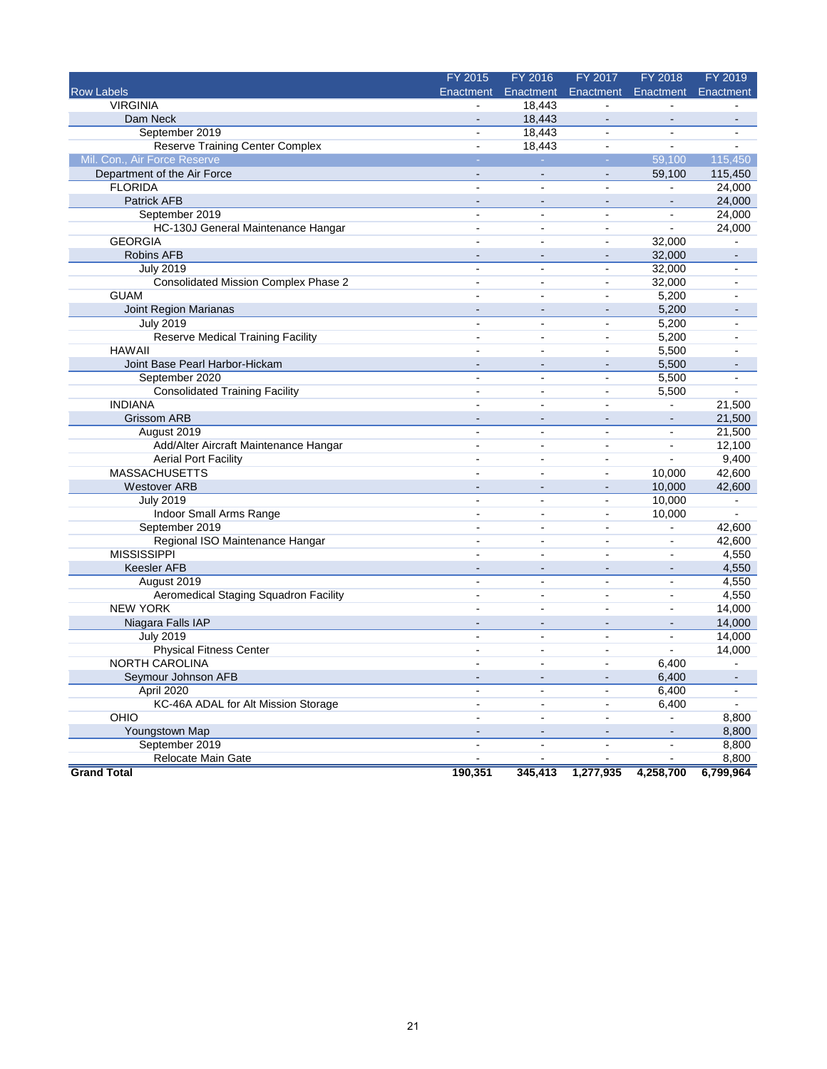| Row Labels | FY 2015 Enactment | FY 2016 Enactment | FY 2017 Enactment | FY 2018 Enactment | FY 2019 Enactment |
|---|---|---|---|---|---|
| VIRGINIA | - | 18,443 | - | - | - |
| Dam Neck | - | 18,443 | - | - | - |
| September 2019 | - | 18,443 | - | - | - |
| Reserve Training Center Complex | - | 18,443 | - | - | - |
| Mil. Con., Air Force Reserve | - | - | - | 59,100 | 115,450 |
| Department of the Air Force | - | - | - | 59,100 | 115,450 |
| FLORIDA | - | - | - | - | 24,000 |
| Patrick AFB | - | - | - | - | 24,000 |
| September 2019 | - | - | - | - | 24,000 |
| HC-130J General Maintenance Hangar | - | - | - | - | 24,000 |
| GEORGIA | - | - | - | 32,000 | - |
| Robins AFB | - | - | - | 32,000 | - |
| July 2019 | - | - | - | 32,000 | - |
| Consolidated Mission Complex Phase 2 | - | - | - | 32,000 | - |
| GUAM | - | - | - | 5,200 | - |
| Joint Region Marianas | - | - | - | 5,200 | - |
| July 2019 | - | - | - | 5,200 | - |
| Reserve Medical Training Facility | - | - | - | 5,200 | - |
| HAWAII | - | - | - | 5,500 | - |
| Joint Base Pearl Harbor-Hickam | - | - | - | 5,500 | - |
| September 2020 | - | - | - | 5,500 | - |
| Consolidated Training Facility | - | - | - | 5,500 | - |
| INDIANA | - | - | - | - | 21,500 |
| Grissom ARB | - | - | - | - | 21,500 |
| August 2019 | - | - | - | - | 21,500 |
| Add/Alter Aircraft Maintenance Hangar | - | - | - | - | 12,100 |
| Aerial Port Facility | - | - | - | - | 9,400 |
| MASSACHUSETTS | - | - | - | 10,000 | 42,600 |
| Westover ARB | - | - | - | 10,000 | 42,600 |
| July 2019 | - | - | - | 10,000 | - |
| Indoor Small Arms Range | - | - | - | 10,000 | - |
| September 2019 | - | - | - | - | 42,600 |
| Regional ISO Maintenance Hangar | - | - | - | - | 42,600 |
| MISSISSIPPI | - | - | - | - | 4,550 |
| Keesler AFB | - | - | - | - | 4,550 |
| August 2019 | - | - | - | - | 4,550 |
| Aeromedical Staging Squadron Facility | - | - | - | - | 4,550 |
| NEW YORK | - | - | - | - | 14,000 |
| Niagara Falls IAP | - | - | - | - | 14,000 |
| July 2019 | - | - | - | - | 14,000 |
| Physical Fitness Center | - | - | - | - | 14,000 |
| NORTH CAROLINA | - | - | - | 6,400 | - |
| Seymour Johnson AFB | - | - | - | 6,400 | - |
| April 2020 | - | - | - | 6,400 | - |
| KC-46A ADAL for Alt Mission Storage | - | - | - | 6,400 | - |
| OHIO | - | - | - | - | 8,800 |
| Youngstown Map | - | - | - | - | 8,800 |
| September 2019 | - | - | - | - | 8,800 |
| Relocate Main Gate | - | - | - | - | 8,800 |
| **Grand Total** | **190,351** | **345,413** | **1,277,935** | **4,258,700** | **6,799,964** |